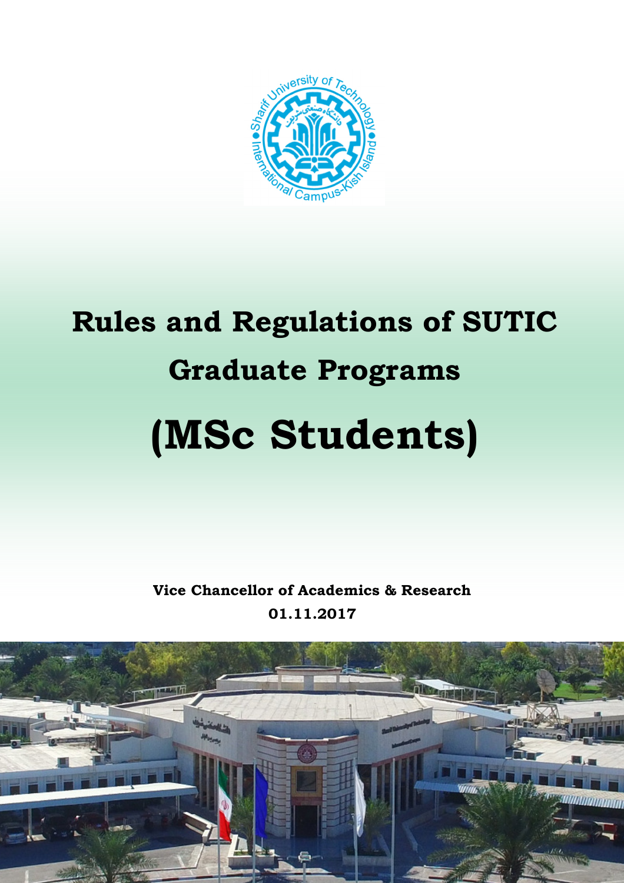# Rules and Regulations of SUTIC Graduate Programs

# (MSc Students)

**Vice Chancellor of Academics & Research**

**01.11.2017**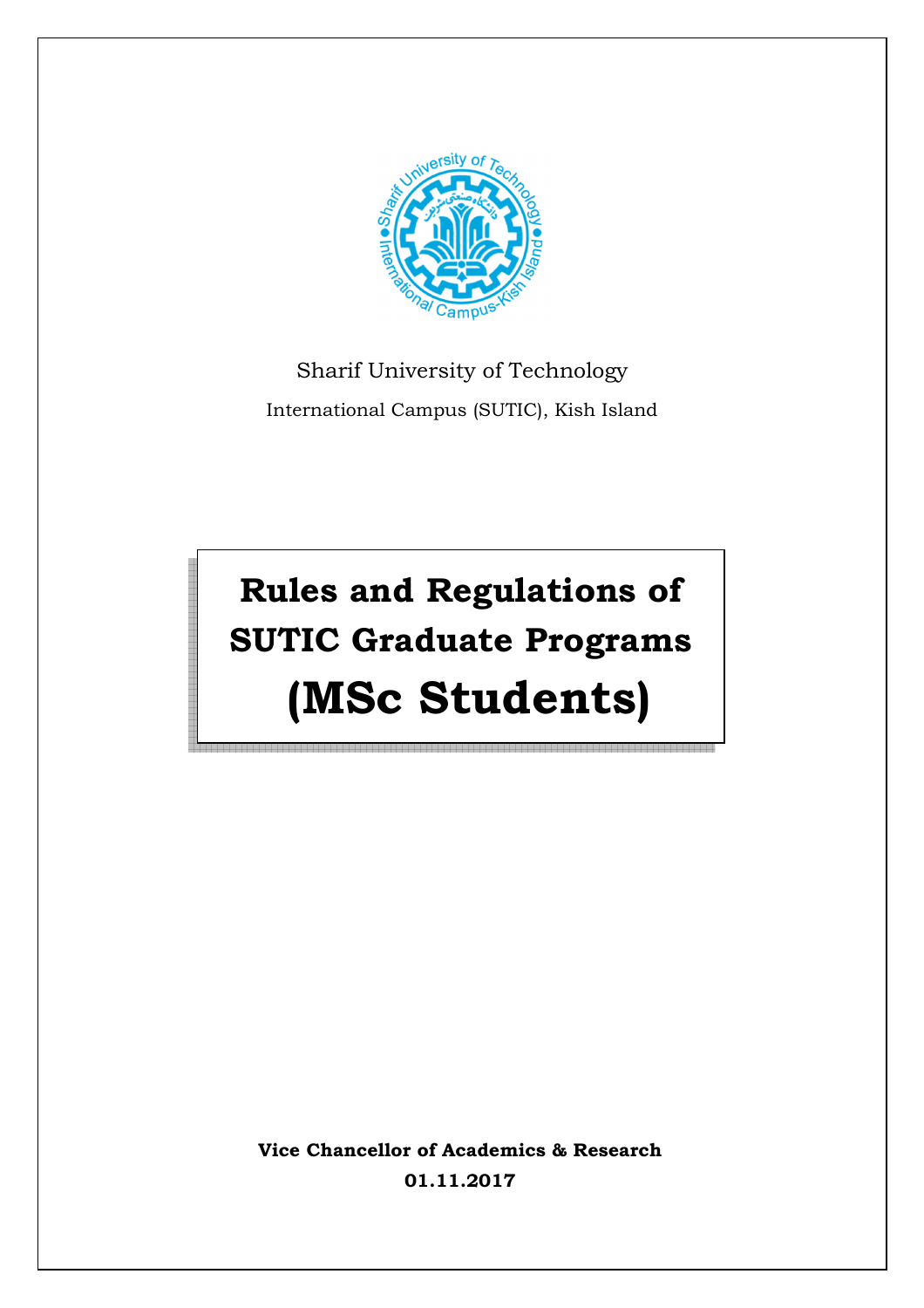Sharif University of Technology

International Campus (SUTIC), Kish Island

# Rules and Regulations of SUTIC Graduate Programs

# (MSc Students)

**Vice Chancellor of Academics & Research**

**01.11.2017**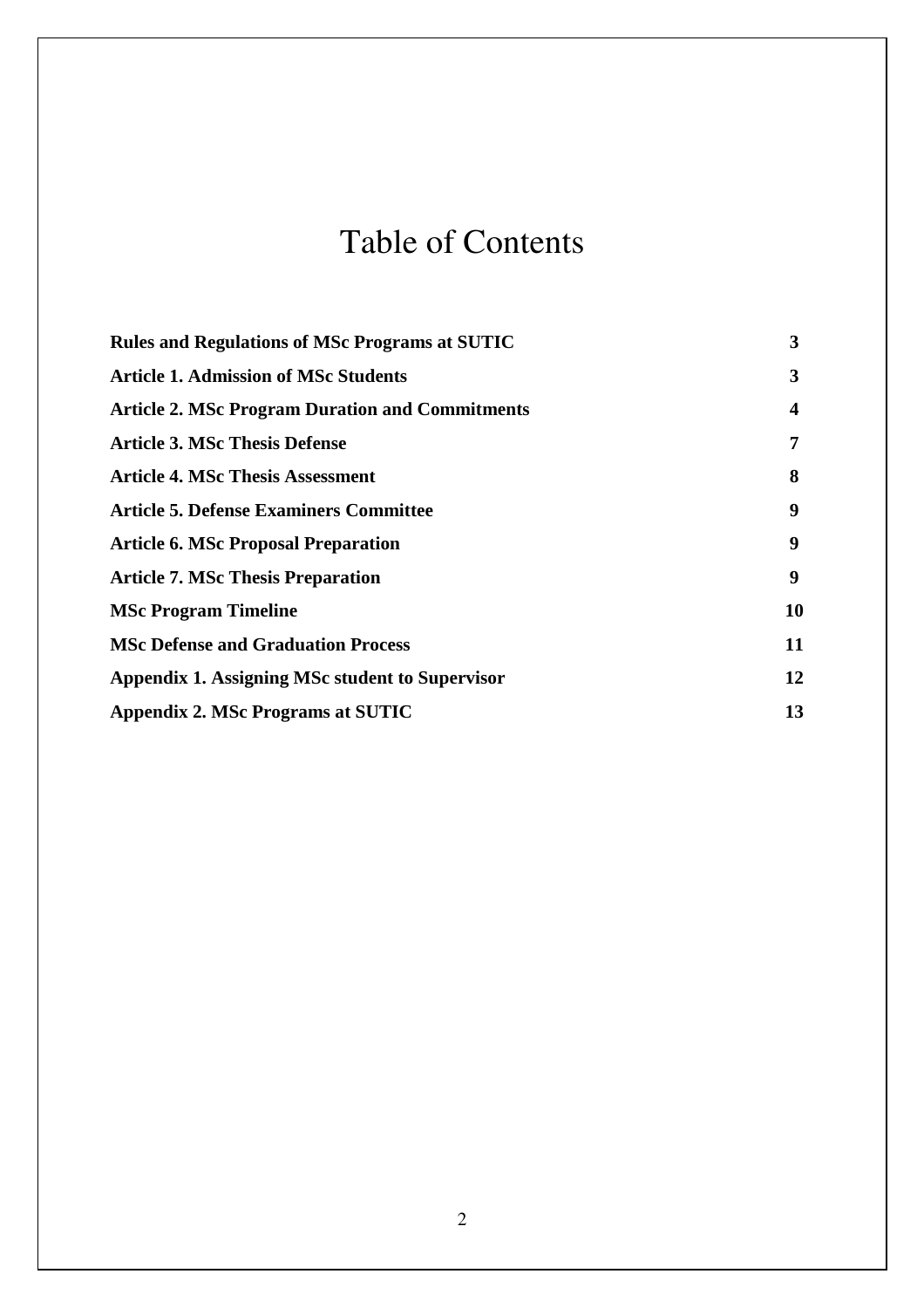# Table of Contents

| | |
|---|---|
| **Rules and Regulations of MSc Programs at SUTIC** | **3** |
| **Article 1. Admission of MSc Students** | **3** |
| **Article 2. MSc Program Duration and Commitments** | **4** |
| **Article 3. MSc Thesis Defense** | **7** |
| **Article 4. MSc Thesis Assessment** | **8** |
| **Article 5. Defense Examiners Committee** | **9** |
| **Article 6. MSc Proposal Preparation** | **9** |
| **Article 7. MSc Thesis Preparation** | **9** |
| **MSc Program Timeline** | **10** |
| **MSc Defense and Graduation Process** | **11** |
| **Appendix 1. Assigning MSc student to Supervisor** | **12** |
| **Appendix 2. MSc Programs at SUTIC** | **13** |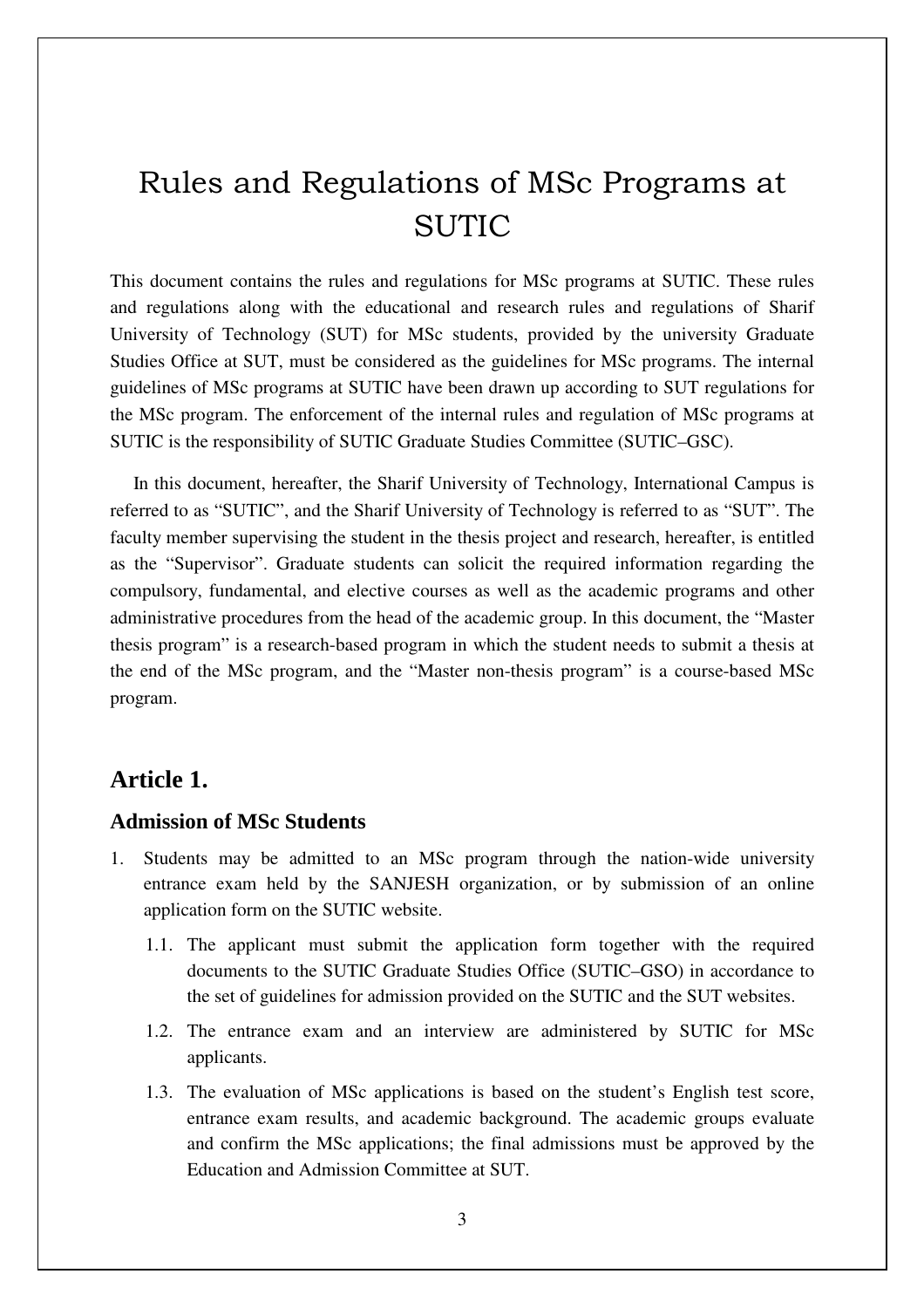# Rules and Regulations of MSc Programs at SUTIC

This document contains the rules and regulations for MSc programs at SUTIC. These rules and regulations along with the educational and research rules and regulations of Sharif University of Technology (SUT) for MSc students, provided by the university Graduate Studies Office at SUT, must be considered as the guidelines for MSc programs. The internal guidelines of MSc programs at SUTIC have been drawn up according to SUT regulations for the MSc program. The enforcement of the internal rules and regulation of MSc programs at SUTIC is the responsibility of SUTIC Graduate Studies Committee (SUTIC–GSC).

In this document, hereafter, the Sharif University of Technology, International Campus is referred to as “SUTIC”, and the Sharif University of Technology is referred to as “SUT”. The faculty member supervising the student in the thesis project and research, hereafter, is entitled as the “Supervisor”. Graduate students can solicit the required information regarding the compulsory, fundamental, and elective courses as well as the academic programs and other administrative procedures from the head of the academic group. In this document, the “Master thesis program” is a research-based program in which the student needs to submit a thesis at the end of the MSc program, and the “Master non-thesis program” is a course-based MSc program.

## Article 1.

### Admission of MSc Students

1. Students may be admitted to an MSc program through the nation-wide university entrance exam held by the SANJESH organization, or by submission of an online application form on the SUTIC website.
   - 1.1. The applicant must submit the application form together with the required documents to the SUTIC Graduate Studies Office (SUTIC–GSO) in accordance to the set of guidelines for admission provided on the SUTIC and the SUT websites.
   - 1.2. The entrance exam and an interview are administered by SUTIC for MSc applicants.
   - 1.3. The evaluation of MSc applications is based on the student’s English test score, entrance exam results, and academic background. The academic groups evaluate and confirm the MSc applications; the final admissions must be approved by the Education and Admission Committee at SUT.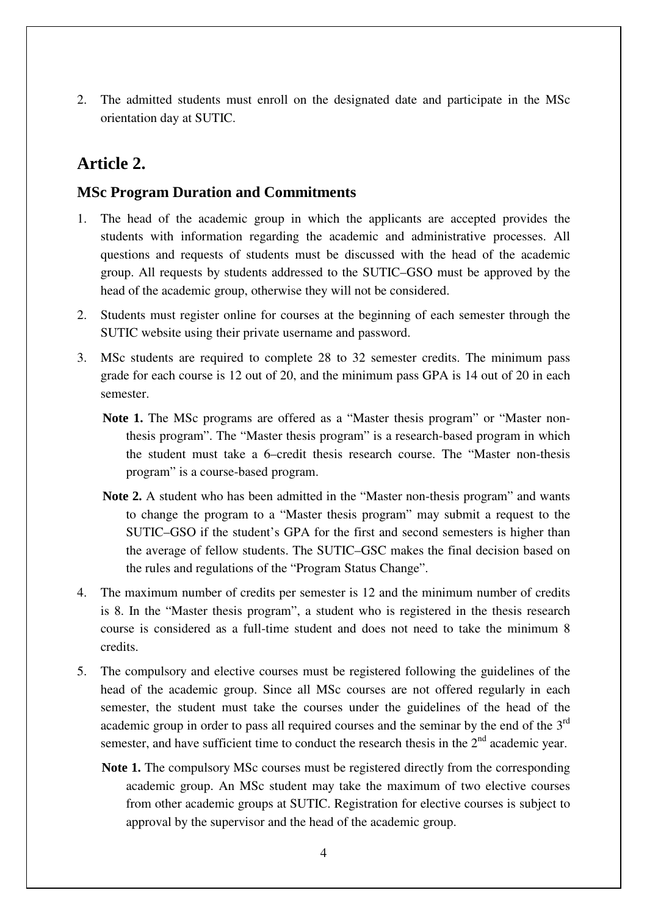2. The admitted students must enroll on the designated date and participate in the MSc orientation day at SUTIC.

## Article 2.

### MSc Program Duration and Commitments

1. The head of the academic group in which the applicants are accepted provides the students with information regarding the academic and administrative processes. All questions and requests of students must be discussed with the head of the academic group. All requests by students addressed to the SUTIC–GSO must be approved by the head of the academic group, otherwise they will not be considered.

2. Students must register online for courses at the beginning of each semester through the SUTIC website using their private username and password.

3. MSc students are required to complete 28 to 32 semester credits. The minimum pass grade for each course is 12 out of 20, and the minimum pass GPA is 14 out of 20 in each semester.

   **Note 1.** The MSc programs are offered as a "Master thesis program" or "Master non-thesis program". The "Master thesis program" is a research-based program in which the student must take a 6–credit thesis research course. The "Master non-thesis program" is a course-based program.

   **Note 2.** A student who has been admitted in the "Master non-thesis program" and wants to change the program to a "Master thesis program" may submit a request to the SUTIC–GSO if the student's GPA for the first and second semesters is higher than the average of fellow students. The SUTIC–GSC makes the final decision based on the rules and regulations of the "Program Status Change".

4. The maximum number of credits per semester is 12 and the minimum number of credits is 8. In the "Master thesis program", a student who is registered in the thesis research course is considered as a full-time student and does not need to take the minimum 8 credits.

5. The compulsory and elective courses must be registered following the guidelines of the head of the academic group. Since all MSc courses are not offered regularly in each semester, the student must take the courses under the guidelines of the head of the academic group in order to pass all required courses and the seminar by the end of the 3rd semester, and have sufficient time to conduct the research thesis in the 2nd academic year.

   **Note 1.** The compulsory MSc courses must be registered directly from the corresponding academic group. An MSc student may take the maximum of two elective courses from other academic groups at SUTIC. Registration for elective courses is subject to approval by the supervisor and the head of the academic group.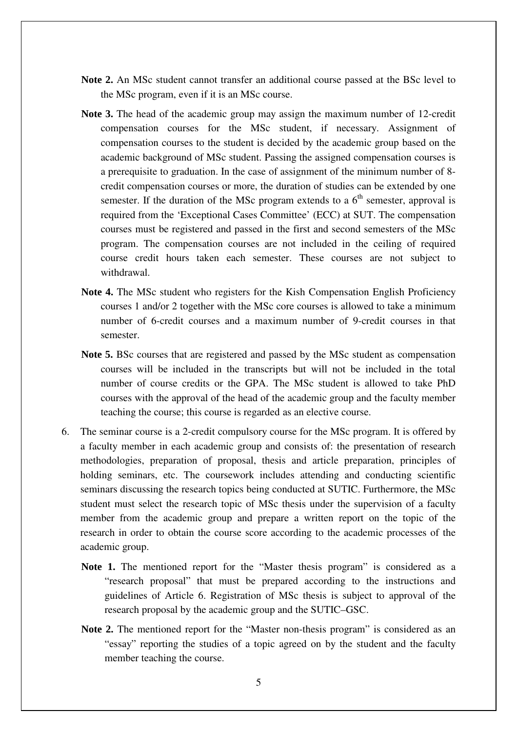**Note 2.** An MSc student cannot transfer an additional course passed at the BSc level to the MSc program, even if it is an MSc course.

**Note 3.** The head of the academic group may assign the maximum number of 12-credit compensation courses for the MSc student, if necessary. Assignment of compensation courses to the student is decided by the academic group based on the academic background of MSc student. Passing the assigned compensation courses is a prerequisite to graduation. In the case of assignment of the minimum number of 8-credit compensation courses or more, the duration of studies can be extended by one semester. If the duration of the MSc program extends to a 6th semester, approval is required from the 'Exceptional Cases Committee' (ECC) at SUT. The compensation courses must be registered and passed in the first and second semesters of the MSc program. The compensation courses are not included in the ceiling of required course credit hours taken each semester. These courses are not subject to withdrawal.

**Note 4.** The MSc student who registers for the Kish Compensation English Proficiency courses 1 and/or 2 together with the MSc core courses is allowed to take a minimum number of 6-credit courses and a maximum number of 9-credit courses in that semester.

**Note 5.** BSc courses that are registered and passed by the MSc student as compensation courses will be included in the transcripts but will not be included in the total number of course credits or the GPA. The MSc student is allowed to take PhD courses with the approval of the head of the academic group and the faculty member teaching the course; this course is regarded as an elective course.

6. The seminar course is a 2-credit compulsory course for the MSc program. It is offered by a faculty member in each academic group and consists of: the presentation of research methodologies, preparation of proposal, thesis and article preparation, principles of holding seminars, etc. The coursework includes attending and conducting scientific seminars discussing the research topics being conducted at SUTIC. Furthermore, the MSc student must select the research topic of MSc thesis under the supervision of a faculty member from the academic group and prepare a written report on the topic of the research in order to obtain the course score according to the academic processes of the academic group.

   **Note 1.** The mentioned report for the "Master thesis program" is considered as a "research proposal" that must be prepared according to the instructions and guidelines of Article 6. Registration of MSc thesis is subject to approval of the research proposal by the academic group and the SUTIC–GSC.

   **Note 2.** The mentioned report for the "Master non-thesis program" is considered as an "essay" reporting the studies of a topic agreed on by the student and the faculty member teaching the course.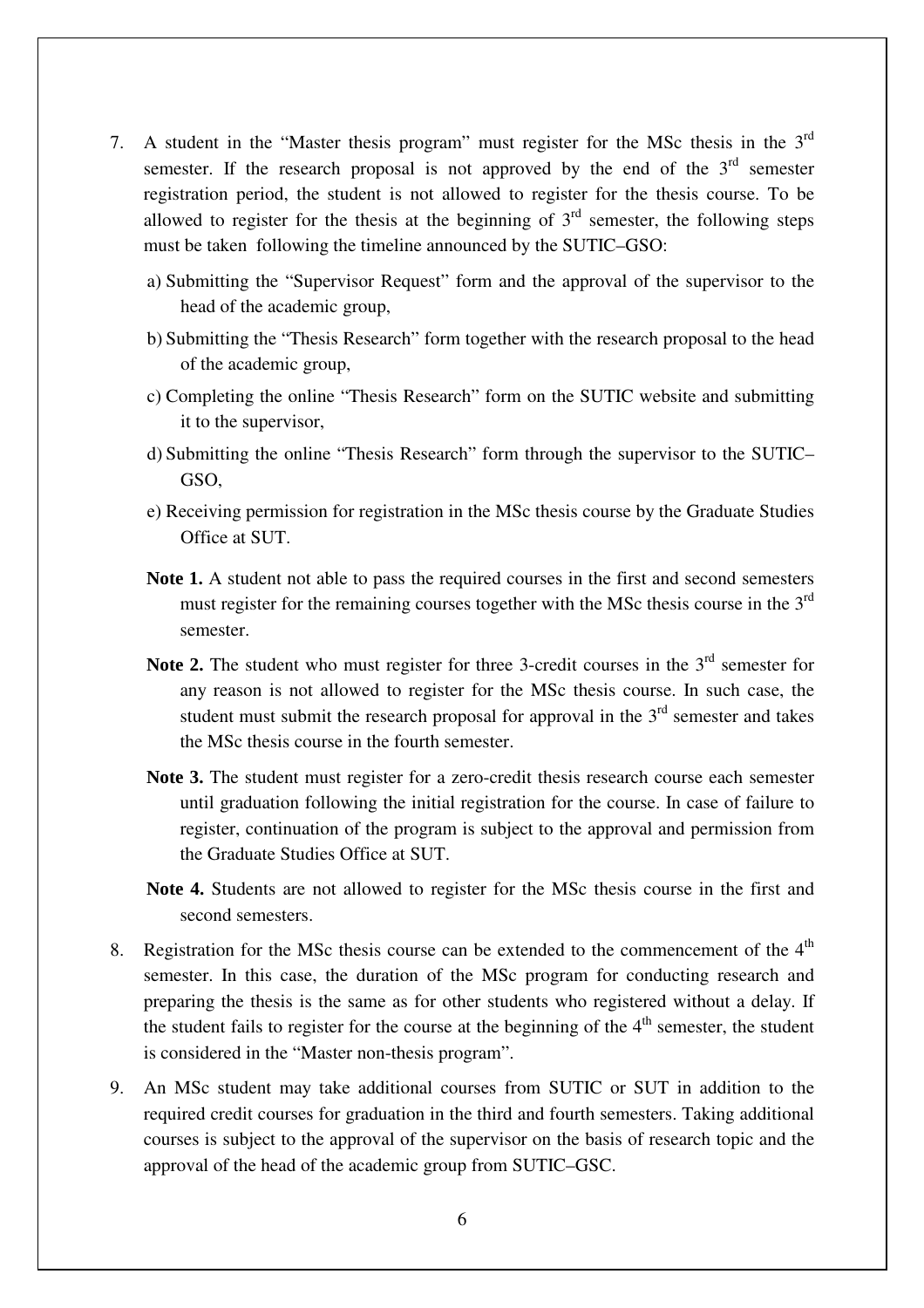7. A student in the "Master thesis program" must register for the MSc thesis in the 3rd semester. If the research proposal is not approved by the end of the 3rd semester registration period, the student is not allowed to register for the thesis course. To be allowed to register for the thesis at the beginning of 3rd semester, the following steps must be taken following the timeline announced by the SUTIC–GSO:

   a) Submitting the "Supervisor Request" form and the approval of the supervisor to the head of the academic group,

   b) Submitting the "Thesis Research" form together with the research proposal to the head of the academic group,

   c) Completing the online "Thesis Research" form on the SUTIC website and submitting it to the supervisor,

   d) Submitting the online "Thesis Research" form through the supervisor to the SUTIC–GSO,

   e) Receiving permission for registration in the MSc thesis course by the Graduate Studies Office at SUT.

   **Note 1.** A student not able to pass the required courses in the first and second semesters must register for the remaining courses together with the MSc thesis course in the 3rd semester.

   **Note 2.** The student who must register for three 3-credit courses in the 3rd semester for any reason is not allowed to register for the MSc thesis course. In such case, the student must submit the research proposal for approval in the 3rd semester and takes the MSc thesis course in the fourth semester.

   **Note 3.** The student must register for a zero-credit thesis research course each semester until graduation following the initial registration for the course. In case of failure to register, continuation of the program is subject to the approval and permission from the Graduate Studies Office at SUT.

   **Note 4.** Students are not allowed to register for the MSc thesis course in the first and second semesters.

8. Registration for the MSc thesis course can be extended to the commencement of the 4th semester. In this case, the duration of the MSc program for conducting research and preparing the thesis is the same as for other students who registered without a delay. If the student fails to register for the course at the beginning of the 4th semester, the student is considered in the "Master non-thesis program".

9. An MSc student may take additional courses from SUTIC or SUT in addition to the required credit courses for graduation in the third and fourth semesters. Taking additional courses is subject to the approval of the supervisor on the basis of research topic and the approval of the head of the academic group from SUTIC–GSC.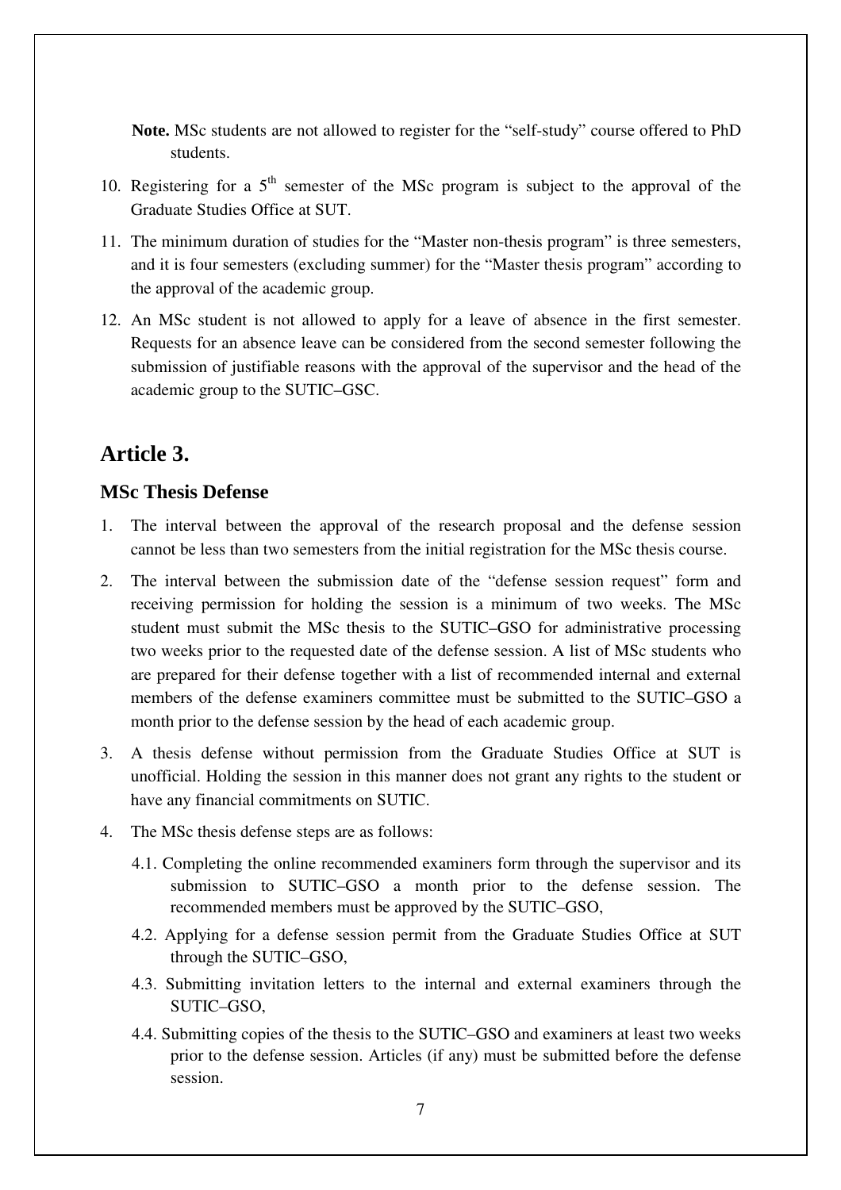**Note.** MSc students are not allowed to register for the "self-study" course offered to PhD students.

10. Registering for a $5^{th}$ semester of the MSc program is subject to the approval of the Graduate Studies Office at SUT.
11. The minimum duration of studies for the "Master non-thesis program" is three semesters, and it is four semesters (excluding summer) for the "Master thesis program" according to the approval of the academic group.
12. An MSc student is not allowed to apply for a leave of absence in the first semester. Requests for an absence leave can be considered from the second semester following the submission of justifiable reasons with the approval of the supervisor and the head of the academic group to the SUTIC–GSC.

## Article 3.

### MSc Thesis Defense

1. The interval between the approval of the research proposal and the defense session cannot be less than two semesters from the initial registration for the MSc thesis course.
2. The interval between the submission date of the "defense session request" form and receiving permission for holding the session is a minimum of two weeks. The MSc student must submit the MSc thesis to the SUTIC–GSO for administrative processing two weeks prior to the requested date of the defense session. A list of MSc students who are prepared for their defense together with a list of recommended internal and external members of the defense examiners committee must be submitted to the SUTIC–GSO a month prior to the defense session by the head of each academic group.
3. A thesis defense without permission from the Graduate Studies Office at SUT is unofficial. Holding the session in this manner does not grant any rights to the student or have any financial commitments on SUTIC.
4. The MSc thesis defense steps are as follows:
   - 4.1. Completing the online recommended examiners form through the supervisor and its submission to SUTIC–GSO a month prior to the defense session. The recommended members must be approved by the SUTIC–GSO,
   - 4.2. Applying for a defense session permit from the Graduate Studies Office at SUT through the SUTIC–GSO,
   - 4.3. Submitting invitation letters to the internal and external examiners through the SUTIC–GSO,
   - 4.4. Submitting copies of the thesis to the SUTIC–GSO and examiners at least two weeks prior to the defense session. Articles (if any) must be submitted before the defense session.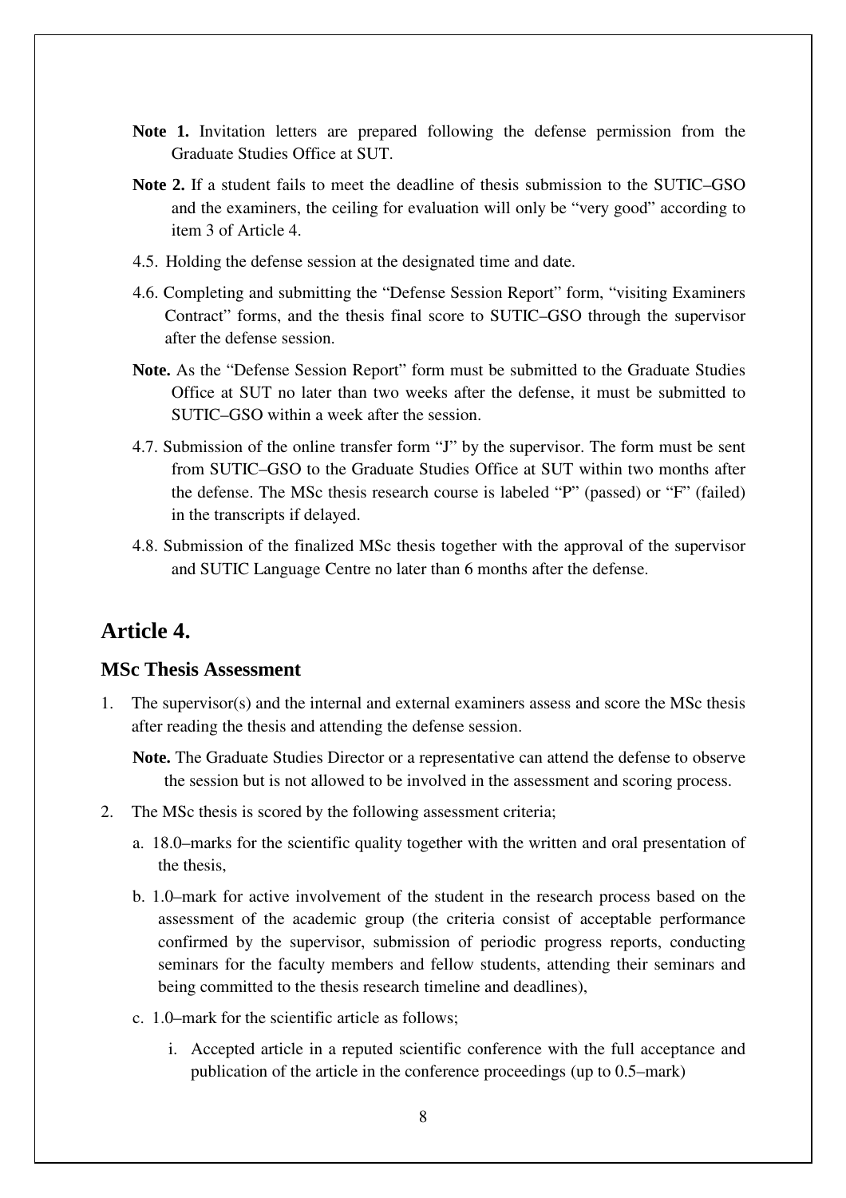**Note 1.** Invitation letters are prepared following the defense permission from the Graduate Studies Office at SUT.

**Note 2.** If a student fails to meet the deadline of thesis submission to the SUTIC–GSO and the examiners, the ceiling for evaluation will only be “very good” according to item 3 of Article 4.

4.5. Holding the defense session at the designated time and date.

4.6. Completing and submitting the “Defense Session Report” form, “visiting Examiners Contract” forms, and the thesis final score to SUTIC–GSO through the supervisor after the defense session.

**Note.** As the “Defense Session Report” form must be submitted to the Graduate Studies Office at SUT no later than two weeks after the defense, it must be submitted to SUTIC–GSO within a week after the session.

4.7. Submission of the online transfer form “J” by the supervisor. The form must be sent from SUTIC–GSO to the Graduate Studies Office at SUT within two months after the defense. The MSc thesis research course is labeled “P” (passed) or “F” (failed) in the transcripts if delayed.

4.8. Submission of the finalized MSc thesis together with the approval of the supervisor and SUTIC Language Centre no later than 6 months after the defense.

## Article 4.

### MSc Thesis Assessment

1. The supervisor(s) and the internal and external examiners assess and score the MSc thesis after reading the thesis and attending the defense session.

   **Note.** The Graduate Studies Director or a representative can attend the defense to observe the session but is not allowed to be involved in the assessment and scoring process.

2. The MSc thesis is scored by the following assessment criteria;

   a. 18.0–marks for the scientific quality together with the written and oral presentation of the thesis,

   b. 1.0–mark for active involvement of the student in the research process based on the assessment of the academic group (the criteria consist of acceptable performance confirmed by the supervisor, submission of periodic progress reports, conducting seminars for the faculty members and fellow students, attending their seminars and being committed to the thesis research timeline and deadlines),

   c. 1.0–mark for the scientific article as follows;

      i. Accepted article in a reputed scientific conference with the full acceptance and publication of the article in the conference proceedings (up to 0.5–mark)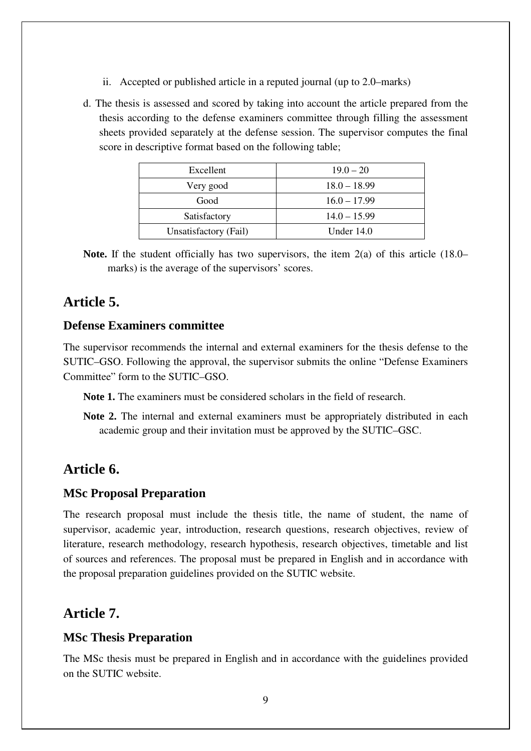ii. Accepted or published article in a reputed journal (up to 2.0–marks)

d. The thesis is assessed and scored by taking into account the article prepared from the thesis according to the defense examiners committee through filling the assessment sheets provided separately at the defense session. The supervisor computes the final score in descriptive format based on the following table;

| Excellent | 19.0 – 20 |
|---|---|
| Very good | 18.0 – 18.99 |
| Good | 16.0 – 17.99 |
| Satisfactory | 14.0 – 15.99 |
| Unsatisfactory (Fail) | Under 14.0 |

**Note.** If the student officially has two supervisors, the item 2(a) of this article (18.0–marks) is the average of the supervisors' scores.

## Article 5.

### Defense Examiners committee

The supervisor recommends the internal and external examiners for the thesis defense to the SUTIC–GSO. Following the approval, the supervisor submits the online "Defense Examiners Committee" form to the SUTIC–GSO.

**Note 1.** The examiners must be considered scholars in the field of research.

**Note 2.** The internal and external examiners must be appropriately distributed in each academic group and their invitation must be approved by the SUTIC–GSC.

## Article 6.

### MSc Proposal Preparation

The research proposal must include the thesis title, the name of student, the name of supervisor, academic year, introduction, research questions, research objectives, review of literature, research methodology, research hypothesis, research objectives, timetable and list of sources and references. The proposal must be prepared in English and in accordance with the proposal preparation guidelines provided on the SUTIC website.

## Article 7.

### MSc Thesis Preparation

The MSc thesis must be prepared in English and in accordance with the guidelines provided on the SUTIC website.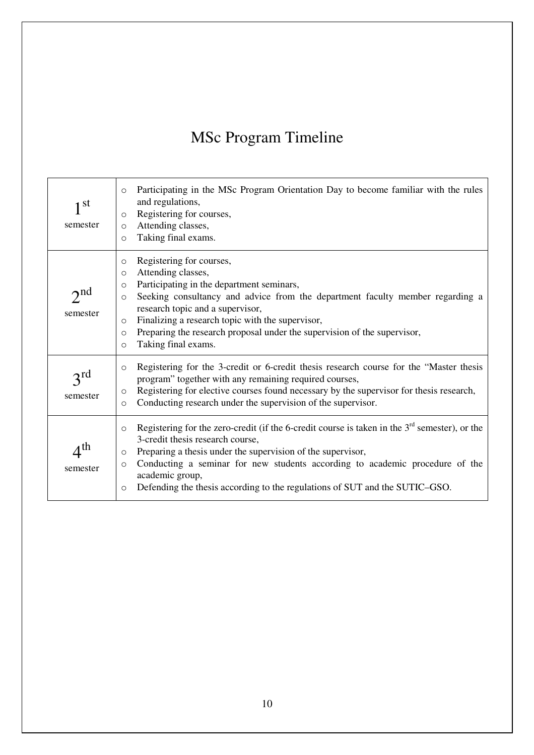# MSc Program Timeline

| | |
|---|---|
| 1st semester | ○ Participating in the MSc Program Orientation Day to become familiar with the rules and regulations,<br>○ Registering for courses,<br>○ Attending classes,<br>○ Taking final exams. |
| 2nd semester | ○ Registering for courses,<br>○ Attending classes,<br>○ Participating in the department seminars,<br>○ Seeking consultancy and advice from the department faculty member regarding a research topic and a supervisor,<br>○ Finalizing a research topic with the supervisor,<br>○ Preparing the research proposal under the supervision of the supervisor,<br>○ Taking final exams. |
| 3rd semester | ○ Registering for the 3-credit or 6-credit thesis research course for the "Master thesis program" together with any remaining required courses,<br>○ Registering for elective courses found necessary by the supervisor for thesis research,<br>○ Conducting research under the supervision of the supervisor. |
| 4th semester | ○ Registering for the zero-credit (if the 6-credit course is taken in the 3rd semester), or the 3-credit thesis research course,<br>○ Preparing a thesis under the supervision of the supervisor,<br>○ Conducting a seminar for new students according to academic procedure of the academic group,<br>○ Defending the thesis according to the regulations of SUT and the SUTIC–GSO. |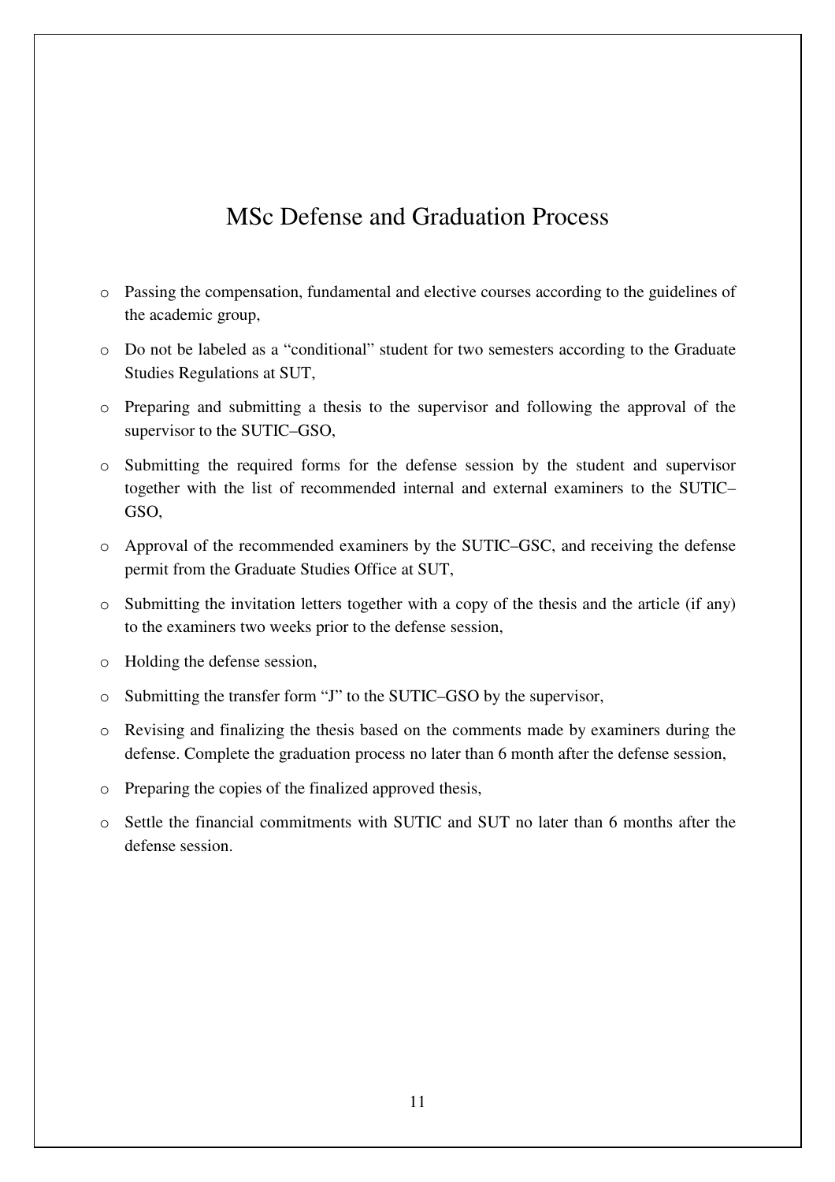# MSc Defense and Graduation Process

- Passing the compensation, fundamental and elective courses according to the guidelines of the academic group,
- Do not be labeled as a "conditional" student for two semesters according to the Graduate Studies Regulations at SUT,
- Preparing and submitting a thesis to the supervisor and following the approval of the supervisor to the SUTIC–GSO,
- Submitting the required forms for the defense session by the student and supervisor together with the list of recommended internal and external examiners to the SUTIC–GSO,
- Approval of the recommended examiners by the SUTIC–GSC, and receiving the defense permit from the Graduate Studies Office at SUT,
- Submitting the invitation letters together with a copy of the thesis and the article (if any) to the examiners two weeks prior to the defense session,
- Holding the defense session,
- Submitting the transfer form "J" to the SUTIC–GSO by the supervisor,
- Revising and finalizing the thesis based on the comments made by examiners during the defense. Complete the graduation process no later than 6 month after the defense session,
- Preparing the copies of the finalized approved thesis,
- Settle the financial commitments with SUTIC and SUT no later than 6 months after the defense session.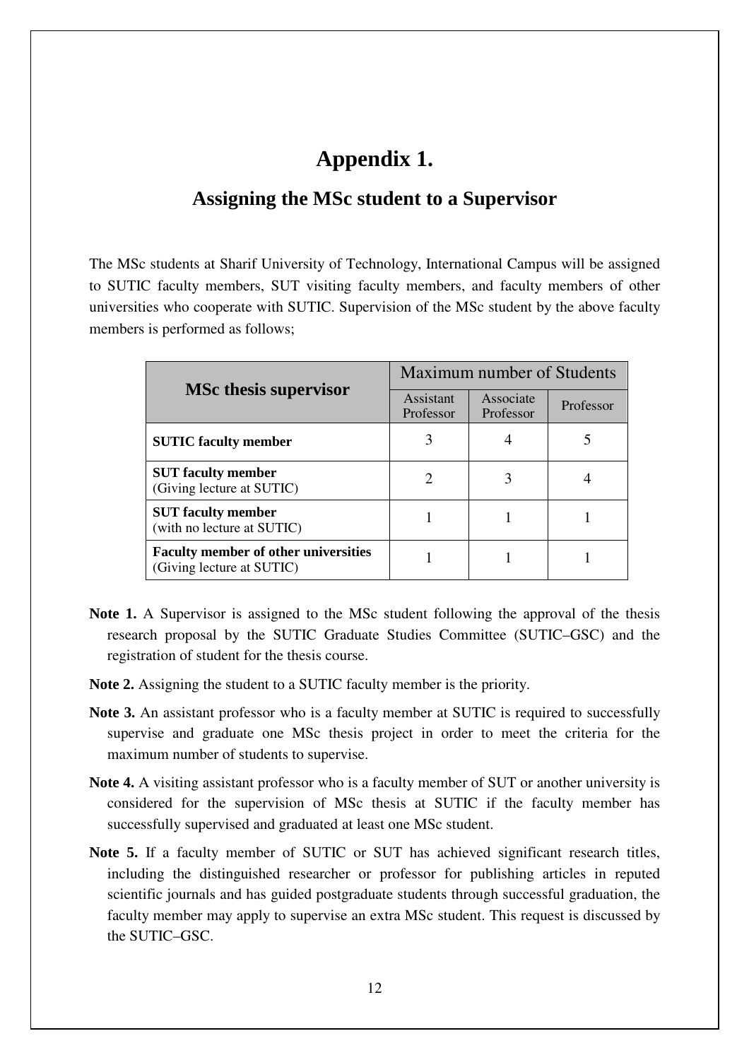# Appendix 1.

## Assigning the MSc student to a Supervisor

The MSc students at Sharif University of Technology, International Campus will be assigned to SUTIC faculty members, SUT visiting faculty members, and faculty members of other universities who cooperate with SUTIC. Supervision of the MSc student by the above faculty members is performed as follows;

| MSc thesis supervisor | Maximum number of Students | | |
|---|---|---|---|
| | Assistant Professor | Associate Professor | Professor |
| **SUTIC faculty member** | 3 | 4 | 5 |
| **SUT faculty member** (Giving lecture at SUTIC) | 2 | 3 | 4 |
| **SUT faculty member** (with no lecture at SUTIC) | 1 | 1 | 1 |
| **Faculty member of other universities** (Giving lecture at SUTIC) | 1 | 1 | 1 |

**Note 1.** A Supervisor is assigned to the MSc student following the approval of the thesis research proposal by the SUTIC Graduate Studies Committee (SUTIC–GSC) and the registration of student for the thesis course.

**Note 2.** Assigning the student to a SUTIC faculty member is the priority.

**Note 3.** An assistant professor who is a faculty member at SUTIC is required to successfully supervise and graduate one MSc thesis project in order to meet the criteria for the maximum number of students to supervise.

**Note 4.** A visiting assistant professor who is a faculty member of SUT or another university is considered for the supervision of MSc thesis at SUTIC if the faculty member has successfully supervised and graduated at least one MSc student.

**Note 5.** If a faculty member of SUTIC or SUT has achieved significant research titles, including the distinguished researcher or professor for publishing articles in reputed scientific journals and has guided postgraduate students through successful graduation, the faculty member may apply to supervise an extra MSc student. This request is discussed by the SUTIC–GSC.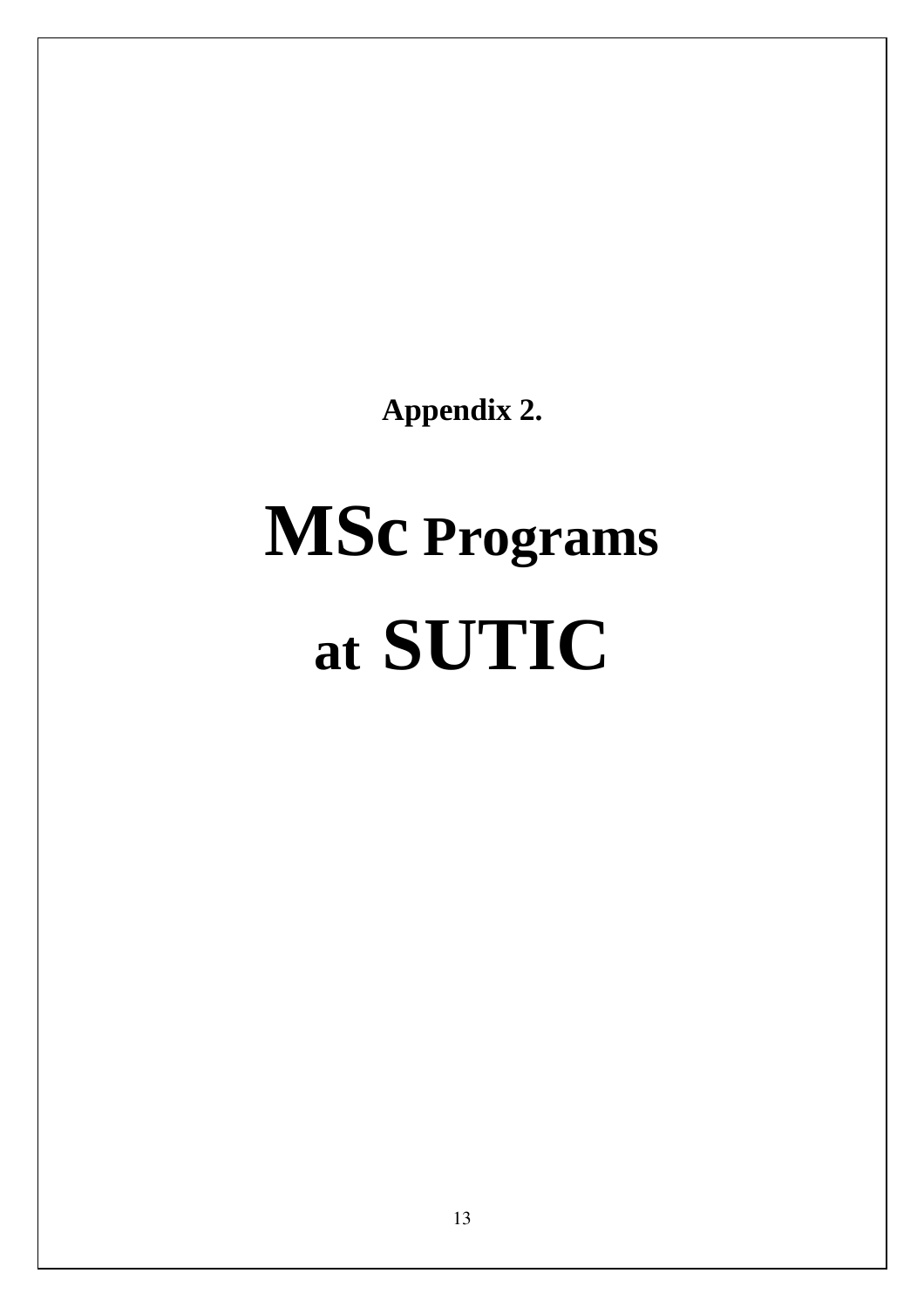**Appendix 2.**

# MSc Programs at SUTIC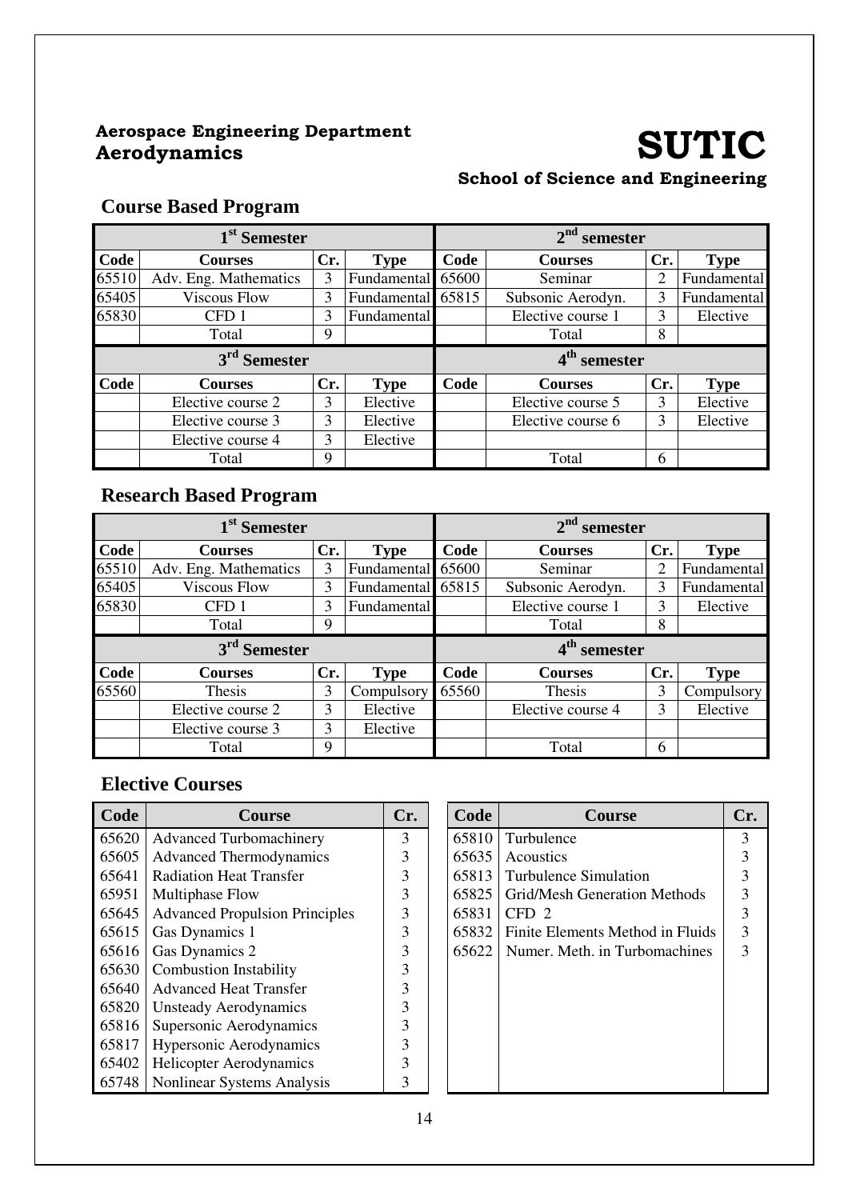**Aerospace Engineering Department**
**Aerodynamics**

# SUTIC

**School of Science and Engineering**

## Course Based Program

| 1st Semester | | | | 2nd semester | | | |
|---|---|---|---|---|---|---|---|
| **Code** | **Courses** | **Cr.** | **Type** | **Code** | **Courses** | **Cr.** | **Type** |
| 65510 | Adv. Eng. Mathematics | 3 | Fundamental | 65600 | Seminar | 2 | Fundamental |
| 65405 | Viscous Flow | 3 | Fundamental | 65815 | Subsonic Aerodyn. | 3 | Fundamental |
| 65830 | CFD 1 | 3 | Fundamental | | Elective course 1 | 3 | Elective |
| | Total | 9 | | | Total | 8 | |
| **3rd Semester** | | | | **4th semester** | | | |
| **Code** | **Courses** | **Cr.** | **Type** | **Code** | **Courses** | **Cr.** | **Type** |
| | Elective course 2 | 3 | Elective | | Elective course 5 | 3 | Elective |
| | Elective course 3 | 3 | Elective | | Elective course 6 | 3 | Elective |
| | Elective course 4 | 3 | Elective | | | | |
| | Total | 9 | | | Total | 6 | |

## Research Based Program

| 1st Semester | | | | 2nd semester | | | |
|---|---|---|---|---|---|---|---|
| **Code** | **Courses** | **Cr.** | **Type** | **Code** | **Courses** | **Cr.** | **Type** |
| 65510 | Adv. Eng. Mathematics | 3 | Fundamental | 65600 | Seminar | 2 | Fundamental |
| 65405 | Viscous Flow | 3 | Fundamental | 65815 | Subsonic Aerodyn. | 3 | Fundamental |
| 65830 | CFD 1 | 3 | Fundamental | | Elective course 1 | 3 | Elective |
| | Total | 9 | | | Total | 8 | |
| **3rd Semester** | | | | **4th semester** | | | |
| **Code** | **Courses** | **Cr.** | **Type** | **Code** | **Courses** | **Cr.** | **Type** |
| 65560 | Thesis | 3 | Compulsory | 65560 | Thesis | 3 | Compulsory |
| | Elective course 2 | 3 | Elective | | Elective course 4 | 3 | Elective |
| | Elective course 3 | 3 | Elective | | | | |
| | Total | 9 | | | Total | 6 | |

## Elective Courses

| Code | Course | Cr. |
|---|---|---|
| 65620 | Advanced Turbomachinery | 3 |
| 65605 | Advanced Thermodynamics | 3 |
| 65641 | Radiation Heat Transfer | 3 |
| 65951 | Multiphase Flow | 3 |
| 65645 | Advanced Propulsion Principles | 3 |
| 65615 | Gas Dynamics 1 | 3 |
| 65616 | Gas Dynamics 2 | 3 |
| 65630 | Combustion Instability | 3 |
| 65640 | Advanced Heat Transfer | 3 |
| 65820 | Unsteady Aerodynamics | 3 |
| 65816 | Supersonic Aerodynamics | 3 |
| 65817 | Hypersonic Aerodynamics | 3 |
| 65402 | Helicopter Aerodynamics | 3 |
| 65748 | Nonlinear Systems Analysis | 3 |
| 65810 | Turbulence | 3 |
| 65635 | Acoustics | 3 |
| 65813 | Turbulence Simulation | 3 |
| 65825 | Grid/Mesh Generation Methods | 3 |
| 65831 | CFD 2 | 3 |
| 65832 | Finite Elements Method in Fluids | 3 |
| 65622 | Numer. Meth. in Turbomachines | 3 |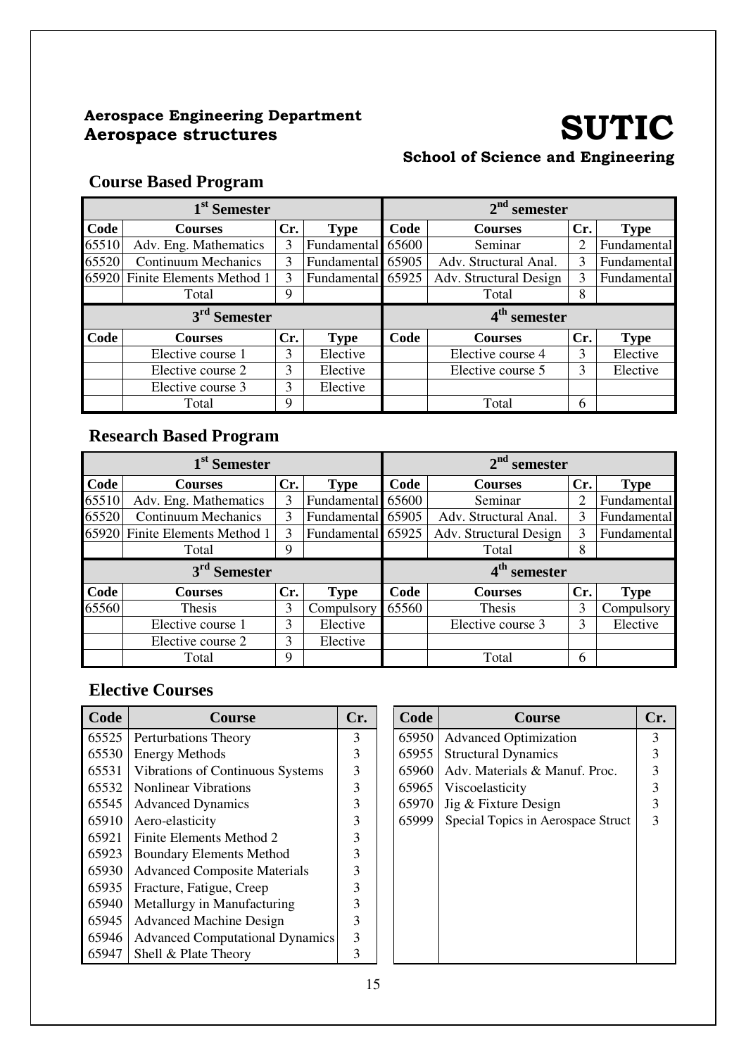**Aerospace Engineering Department**
**Aerospace structures**

# SUTIC

**School of Science and Engineering**

## Course Based Program

| 1st Semester | | | | 2nd semester | | | |
|---|---|---|---|---|---|---|---|
| **Code** | **Courses** | **Cr.** | **Type** | **Code** | **Courses** | **Cr.** | **Type** |
| 65510 | Adv. Eng. Mathematics | 3 | Fundamental | 65600 | Seminar | 2 | Fundamental |
| 65520 | Continuum Mechanics | 3 | Fundamental | 65905 | Adv. Structural Anal. | 3 | Fundamental |
| 65920 | Finite Elements Method 1 | 3 | Fundamental | 65925 | Adv. Structural Design | 3 | Fundamental |
| | Total | 9 | | | Total | 8 | |
| **3rd Semester** | | | | **4th semester** | | | |
| **Code** | **Courses** | **Cr.** | **Type** | **Code** | **Courses** | **Cr.** | **Type** |
| | Elective course 1 | 3 | Elective | | Elective course 4 | 3 | Elective |
| | Elective course 2 | 3 | Elective | | Elective course 5 | 3 | Elective |
| | Elective course 3 | 3 | Elective | | | | |
| | Total | 9 | | | Total | 6 | |

## Research Based Program

| 1st Semester | | | | 2nd semester | | | |
|---|---|---|---|---|---|---|---|
| **Code** | **Courses** | **Cr.** | **Type** | **Code** | **Courses** | **Cr.** | **Type** |
| 65510 | Adv. Eng. Mathematics | 3 | Fundamental | 65600 | Seminar | 2 | Fundamental |
| 65520 | Continuum Mechanics | 3 | Fundamental | 65905 | Adv. Structural Anal. | 3 | Fundamental |
| 65920 | Finite Elements Method 1 | 3 | Fundamental | 65925 | Adv. Structural Design | 3 | Fundamental |
| | Total | 9 | | | Total | 8 | |
| **3rd Semester** | | | | **4th semester** | | | |
| **Code** | **Courses** | **Cr.** | **Type** | **Code** | **Courses** | **Cr.** | **Type** |
| 65560 | Thesis | 3 | Compulsory | 65560 | Thesis | 3 | Compulsory |
| | Elective course 1 | 3 | Elective | | Elective course 3 | 3 | Elective |
| | Elective course 2 | 3 | Elective | | | | |
| | Total | 9 | | | Total | 6 | |

## Elective Courses

| Code | Course | Cr. |
|---|---|---|
| 65525 | Perturbations Theory | 3 |
| 65530 | Energy Methods | 3 |
| 65531 | Vibrations of Continuous Systems | 3 |
| 65532 | Nonlinear Vibrations | 3 |
| 65545 | Advanced Dynamics | 3 |
| 65910 | Aero-elasticity | 3 |
| 65921 | Finite Elements Method 2 | 3 |
| 65923 | Boundary Elements Method | 3 |
| 65930 | Advanced Composite Materials | 3 |
| 65935 | Fracture, Fatigue, Creep | 3 |
| 65940 | Metallurgy in Manufacturing | 3 |
| 65945 | Advanced Machine Design | 3 |
| 65946 | Advanced Computational Dynamics | 3 |
| 65947 | Shell & Plate Theory | 3 |
| 65950 | Advanced Optimization | 3 |
| 65955 | Structural Dynamics | 3 |
| 65960 | Adv. Materials & Manuf. Proc. | 3 |
| 65965 | Viscoelasticity | 3 |
| 65970 | Jig & Fixture Design | 3 |
| 65999 | Special Topics in Aerospace Struct | 3 |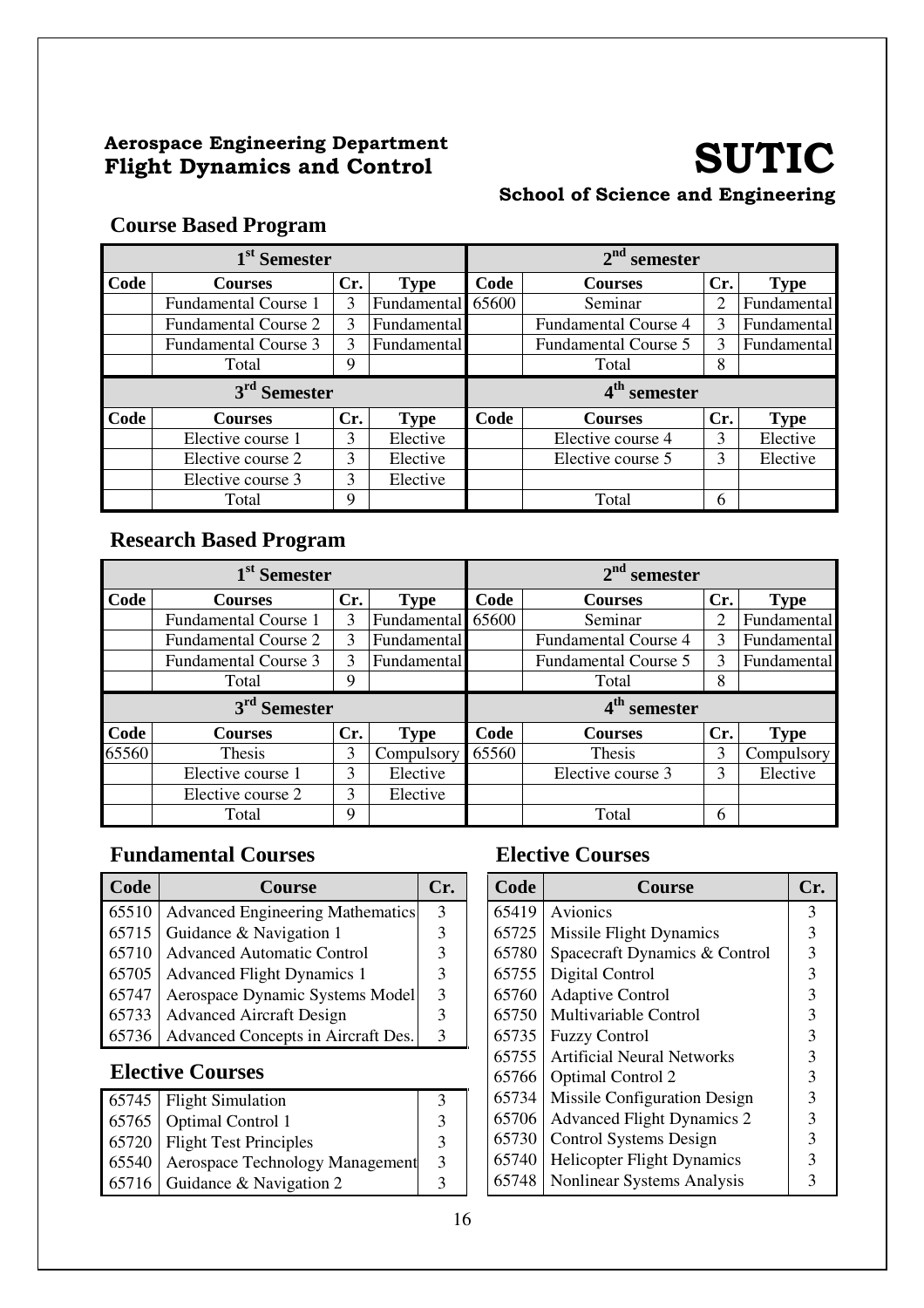**Aerospace Engineering Department**
**Flight Dynamics and Control**

# SUTIC

**School of Science and Engineering**

## Course Based Program

| 1st Semester | | | | 2nd semester | | | |
|---|---|---|---|---|---|---|---|
| Code | Courses | Cr. | Type | Code | Courses | Cr. | Type |
| | Fundamental Course 1 | 3 | Fundamental | 65600 | Seminar | 2 | Fundamental |
| | Fundamental Course 2 | 3 | Fundamental | | Fundamental Course 4 | 3 | Fundamental |
| | Fundamental Course 3 | 3 | Fundamental | | Fundamental Course 5 | 3 | Fundamental |
| | Total | 9 | | | Total | 8 | |
| **3rd Semester** | | | | **4th semester** | | | |
| Code | Courses | Cr. | Type | Code | Courses | Cr. | Type |
| | Elective course 1 | 3 | Elective | | Elective course 4 | 3 | Elective |
| | Elective course 2 | 3 | Elective | | Elective course 5 | 3 | Elective |
| | Elective course 3 | 3 | Elective | | | | |
| | Total | 9 | | | Total | 6 | |

## Research Based Program

| 1st Semester | | | | 2nd semester | | | |
|---|---|---|---|---|---|---|---|
| Code | Courses | Cr. | Type | Code | Courses | Cr. | Type |
| | Fundamental Course 1 | 3 | Fundamental | 65600 | Seminar | 2 | Fundamental |
| | Fundamental Course 2 | 3 | Fundamental | | Fundamental Course 4 | 3 | Fundamental |
| | Fundamental Course 3 | 3 | Fundamental | | Fundamental Course 5 | 3 | Fundamental |
| | Total | 9 | | | Total | 8 | |
| **3rd Semester** | | | | **4th semester** | | | |
| Code | Courses | Cr. | Type | Code | Courses | Cr. | Type |
| 65560 | Thesis | 3 | Compulsory | 65560 | Thesis | 3 | Compulsory |
| | Elective course 1 | 3 | Elective | | Elective course 3 | 3 | Elective |
| | Elective course 2 | 3 | Elective | | | | |
| | Total | 9 | | | Total | 6 | |

## Fundamental Courses

| Code | Course | Cr. |
|---|---|---|
| 65510 | Advanced Engineering Mathematics | 3 |
| 65715 | Guidance & Navigation 1 | 3 |
| 65710 | Advanced Automatic Control | 3 |
| 65705 | Advanced Flight Dynamics 1 | 3 |
| 65747 | Aerospace Dynamic Systems Model | 3 |
| 65733 | Advanced Aircraft Design | 3 |
| 65736 | Advanced Concepts in Aircraft Des. | 3 |

## Elective Courses

| Code | Course | Cr. |
|---|---|---|
| 65745 | Flight Simulation | 3 |
| 65765 | Optimal Control 1 | 3 |
| 65720 | Flight Test Principles | 3 |
| 65540 | Aerospace Technology Management | 3 |
| 65716 | Guidance & Navigation 2 | 3 |

## Elective Courses

| Code | Course | Cr. |
|---|---|---|
| 65419 | Avionics | 3 |
| 65725 | Missile Flight Dynamics | 3 |
| 65780 | Spacecraft Dynamics & Control | 3 |
| 65755 | Digital Control | 3 |
| 65760 | Adaptive Control | 3 |
| 65750 | Multivariable Control | 3 |
| 65735 | Fuzzy Control | 3 |
| 65755 | Artificial Neural Networks | 3 |
| 65766 | Optimal Control 2 | 3 |
| 65734 | Missile Configuration Design | 3 |
| 65706 | Advanced Flight Dynamics 2 | 3 |
| 65730 | Control Systems Design | 3 |
| 65740 | Helicopter Flight Dynamics | 3 |
| 65748 | Nonlinear Systems Analysis | 3 |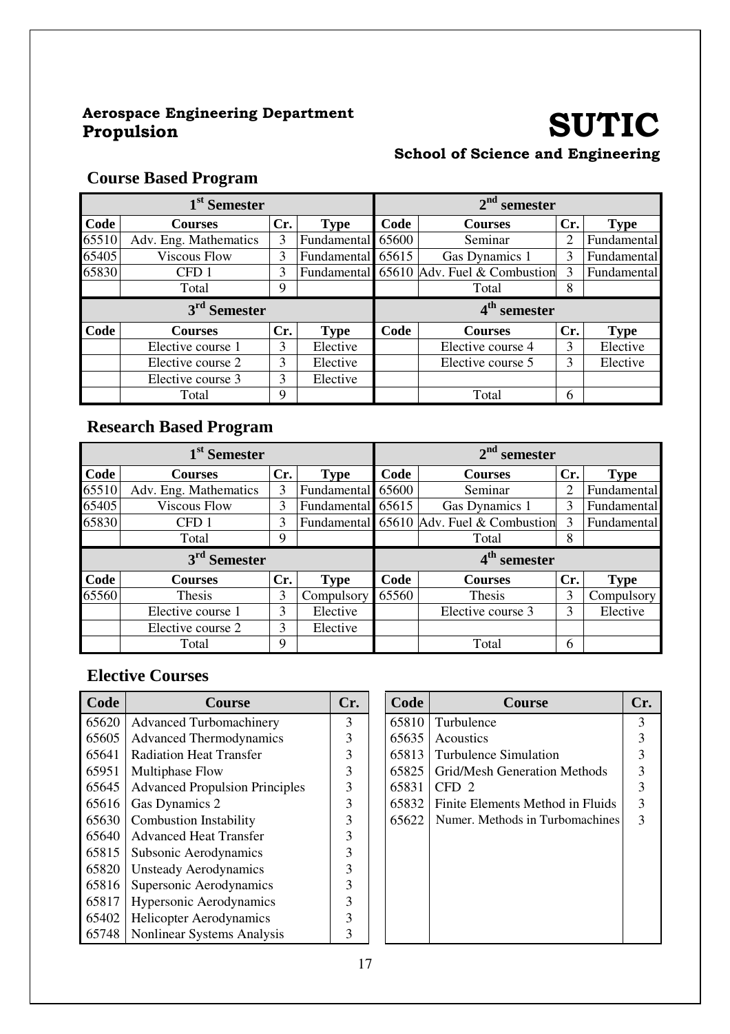**Aerospace Engineering Department**
**Propulsion**

# SUTIC

**School of Science and Engineering**

## Course Based Program

| 1st Semester | | | | 2nd semester | | | |
|---|---|---|---|---|---|---|---|
| **Code** | **Courses** | **Cr.** | **Type** | **Code** | **Courses** | **Cr.** | **Type** |
| 65510 | Adv. Eng. Mathematics | 3 | Fundamental | 65600 | Seminar | 2 | Fundamental |
| 65405 | Viscous Flow | 3 | Fundamental | 65615 | Gas Dynamics 1 | 3 | Fundamental |
| 65830 | CFD 1 | 3 | Fundamental | 65610 | Adv. Fuel & Combustion | 3 | Fundamental |
| | Total | 9 | | | Total | 8 | |
| **3rd Semester** | | | | **4th semester** | | | |
| **Code** | **Courses** | **Cr.** | **Type** | **Code** | **Courses** | **Cr.** | **Type** |
| | Elective course 1 | 3 | Elective | | Elective course 4 | 3 | Elective |
| | Elective course 2 | 3 | Elective | | Elective course 5 | 3 | Elective |
| | Elective course 3 | 3 | Elective | | | | |
| | Total | 9 | | | Total | 6 | |

## Research Based Program

| 1st Semester | | | | 2nd semester | | | |
|---|---|---|---|---|---|---|---|
| **Code** | **Courses** | **Cr.** | **Type** | **Code** | **Courses** | **Cr.** | **Type** |
| 65510 | Adv. Eng. Mathematics | 3 | Fundamental | 65600 | Seminar | 2 | Fundamental |
| 65405 | Viscous Flow | 3 | Fundamental | 65615 | Gas Dynamics 1 | 3 | Fundamental |
| 65830 | CFD 1 | 3 | Fundamental | 65610 | Adv. Fuel & Combustion | 3 | Fundamental |
| | Total | 9 | | | Total | 8 | |
| **3rd Semester** | | | | **4th semester** | | | |
| **Code** | **Courses** | **Cr.** | **Type** | **Code** | **Courses** | **Cr.** | **Type** |
| 65560 | Thesis | 3 | Compulsory | 65560 | Thesis | 3 | Compulsory |
| | Elective course 1 | 3 | Elective | | Elective course 3 | 3 | Elective |
| | Elective course 2 | 3 | Elective | | | | |
| | Total | 9 | | | Total | 6 | |

## Elective Courses

| Code | Course | Cr. |
|---|---|---|
| 65620 | Advanced Turbomachinery | 3 |
| 65605 | Advanced Thermodynamics | 3 |
| 65641 | Radiation Heat Transfer | 3 |
| 65951 | Multiphase Flow | 3 |
| 65645 | Advanced Propulsion Principles | 3 |
| 65616 | Gas Dynamics 2 | 3 |
| 65630 | Combustion Instability | 3 |
| 65640 | Advanced Heat Transfer | 3 |
| 65815 | Subsonic Aerodynamics | 3 |
| 65820 | Unsteady Aerodynamics | 3 |
| 65816 | Supersonic Aerodynamics | 3 |
| 65817 | Hypersonic Aerodynamics | 3 |
| 65402 | Helicopter Aerodynamics | 3 |
| 65748 | Nonlinear Systems Analysis | 3 |

| Code | Course | Cr. |
|---|---|---|
| 65810 | Turbulence | 3 |
| 65635 | Acoustics | 3 |
| 65813 | Turbulence Simulation | 3 |
| 65825 | Grid/Mesh Generation Methods | 3 |
| 65831 | CFD 2 | 3 |
| 65832 | Finite Elements Method in Fluids | 3 |
| 65622 | Numer. Methods in Turbomachines | 3 |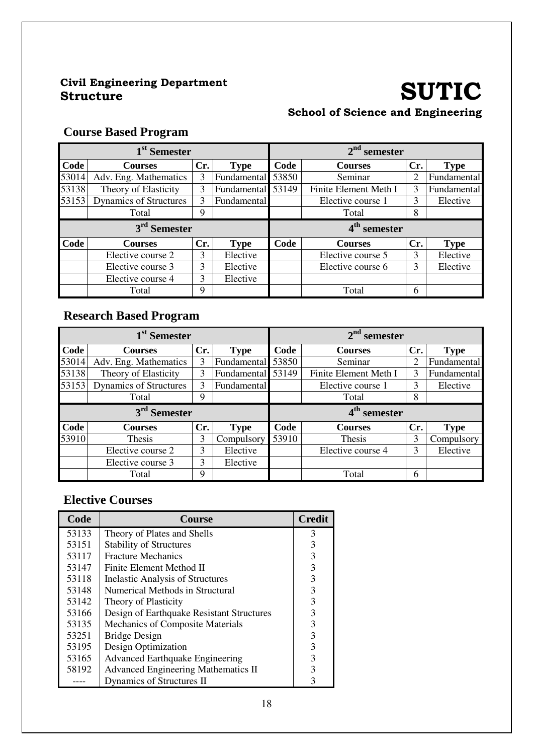**Civil Engineering Department**
**Structure**

# SUTIC

**School of Science and Engineering**

## Course Based Program

| 1st Semester | | | | 2nd semester | | | |
|---|---|---|---|---|---|---|---|
| **Code** | **Courses** | **Cr.** | **Type** | **Code** | **Courses** | **Cr.** | **Type** |
| 53014 | Adv. Eng. Mathematics | 3 | Fundamental | 53850 | Seminar | 2 | Fundamental |
| 53138 | Theory of Elasticity | 3 | Fundamental | 53149 | Finite Element Meth I | 3 | Fundamental |
| 53153 | Dynamics of Structures | 3 | Fundamental | | Elective course 1 | 3 | Elective |
| | Total | 9 | | | Total | 8 | |
| **3rd Semester** | | | | **4th semester** | | | |
| **Code** | **Courses** | **Cr.** | **Type** | **Code** | **Courses** | **Cr.** | **Type** |
| | Elective course 2 | 3 | Elective | | Elective course 5 | 3 | Elective |
| | Elective course 3 | 3 | Elective | | Elective course 6 | 3 | Elective |
| | Elective course 4 | 3 | Elective | | | | |
| | Total | 9 | | | Total | 6 | |

## Research Based Program

| 1st Semester | | | | 2nd semester | | | |
|---|---|---|---|---|---|---|---|
| **Code** | **Courses** | **Cr.** | **Type** | **Code** | **Courses** | **Cr.** | **Type** |
| 53014 | Adv. Eng. Mathematics | 3 | Fundamental | 53850 | Seminar | 2 | Fundamental |
| 53138 | Theory of Elasticity | 3 | Fundamental | 53149 | Finite Element Meth I | 3 | Fundamental |
| 53153 | Dynamics of Structures | 3 | Fundamental | | Elective course 1 | 3 | Elective |
| | Total | 9 | | | Total | 8 | |
| **3rd Semester** | | | | **4th semester** | | | |
| **Code** | **Courses** | **Cr.** | **Type** | **Code** | **Courses** | **Cr.** | **Type** |
| 53910 | Thesis | 3 | Compulsory | 53910 | Thesis | 3 | Compulsory |
| | Elective course 2 | 3 | Elective | | Elective course 4 | 3 | Elective |
| | Elective course 3 | 3 | Elective | | | | |
| | Total | 9 | | | Total | 6 | |

## Elective Courses

| Code | Course | Credit |
|---|---|---|
| 53133 | Theory of Plates and Shells | 3 |
| 53151 | Stability of Structures | 3 |
| 53117 | Fracture Mechanics | 3 |
| 53147 | Finite Element Method II | 3 |
| 53118 | Inelastic Analysis of Structures | 3 |
| 53148 | Numerical Methods in Structural | 3 |
| 53142 | Theory of Plasticity | 3 |
| 53166 | Design of Earthquake Resistant Structures | 3 |
| 53135 | Mechanics of Composite Materials | 3 |
| 53251 | Bridge Design | 3 |
| 53195 | Design Optimization | 3 |
| 53165 | Advanced Earthquake Engineering | 3 |
| 58192 | Advanced Engineering Mathematics II | 3 |
| ---- | Dynamics of Structures II | 3 |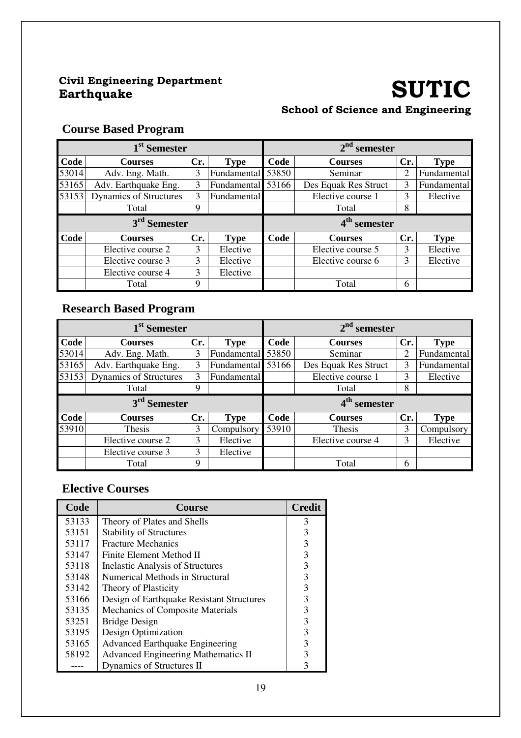**Civil Engineering Department**
**Earthquake**

# SUTIC

**School of Science and Engineering**

## Course Based Program

| 1st Semester | | | | 2nd semester | | | |
|---|---|---|---|---|---|---|---|
| **Code** | **Courses** | **Cr.** | **Type** | **Code** | **Courses** | **Cr.** | **Type** |
| 53014 | Adv. Eng. Math. | 3 | Fundamental | 53850 | Seminar | 2 | Fundamental |
| 53165 | Adv. Earthquake Eng. | 3 | Fundamental | 53166 | Des Equak Res Struct | 3 | Fundamental |
| 53153 | Dynamics of Structures | 3 | Fundamental | | Elective course 1 | 3 | Elective |
| | Total | 9 | | | Total | 8 | |
| **3rd Semester** | | | | **4th semester** | | | |
| **Code** | **Courses** | **Cr.** | **Type** | **Code** | **Courses** | **Cr.** | **Type** |
| | Elective course 2 | 3 | Elective | | Elective course 5 | 3 | Elective |
| | Elective course 3 | 3 | Elective | | Elective course 6 | 3 | Elective |
| | Elective course 4 | 3 | Elective | | | | |
| | Total | 9 | | | Total | 6 | |

## Research Based Program

| 1st Semester | | | | 2nd semester | | | |
|---|---|---|---|---|---|---|---|
| **Code** | **Courses** | **Cr.** | **Type** | **Code** | **Courses** | **Cr.** | **Type** |
| 53014 | Adv. Eng. Math. | 3 | Fundamental | 53850 | Seminar | 2 | Fundamental |
| 53165 | Adv. Earthquake Eng. | 3 | Fundamental | 53166 | Des Equak Res Struct | 3 | Fundamental |
| 53153 | Dynamics of Structures | 3 | Fundamental | | Elective course 1 | 3 | Elective |
| | Total | 9 | | | Total | 8 | |
| **3rd Semester** | | | | **4th semester** | | | |
| **Code** | **Courses** | **Cr.** | **Type** | **Code** | **Courses** | **Cr.** | **Type** |
| 53910 | Thesis | 3 | Compulsory | 53910 | Thesis | 3 | Compulsory |
| | Elective course 2 | 3 | Elective | | Elective course 4 | 3 | Elective |
| | Elective course 3 | 3 | Elective | | | | |
| | Total | 9 | | | Total | 6 | |

## Elective Courses

| Code | Course | Credit |
|---|---|---|
| 53133 | Theory of Plates and Shells | 3 |
| 53151 | Stability of Structures | 3 |
| 53117 | Fracture Mechanics | 3 |
| 53147 | Finite Element Method II | 3 |
| 53118 | Inelastic Analysis of Structures | 3 |
| 53148 | Numerical Methods in Structural | 3 |
| 53142 | Theory of Plasticity | 3 |
| 53166 | Design of Earthquake Resistant Structures | 3 |
| 53135 | Mechanics of Composite Materials | 3 |
| 53251 | Bridge Design | 3 |
| 53195 | Design Optimization | 3 |
| 53165 | Advanced Earthquake Engineering | 3 |
| 58192 | Advanced Engineering Mathematics II | 3 |
| ---- | Dynamics of Structures II | 3 |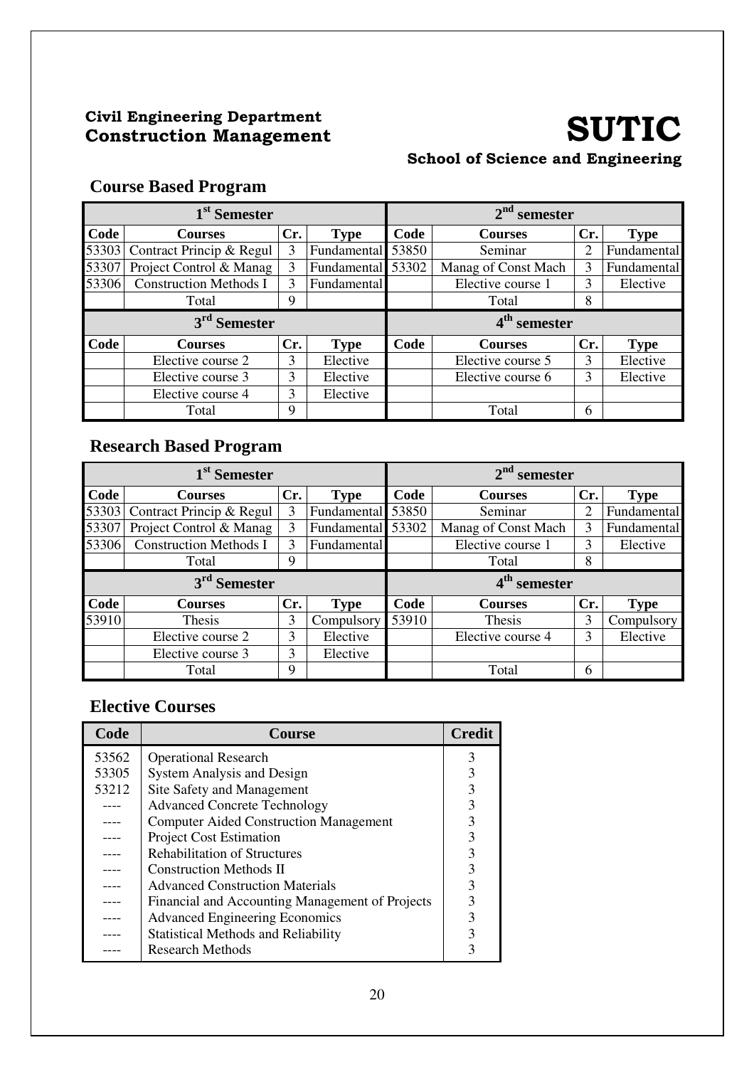**Civil Engineering Department**
**Construction Management**

# SUTIC

**School of Science and Engineering**

## Course Based Program

| 1st Semester | | | | 2nd semester | | | |
|---|---|---|---|---|---|---|---|
| **Code** | **Courses** | **Cr.** | **Type** | **Code** | **Courses** | **Cr.** | **Type** |
| 53303 | Contract Princip & Regul | 3 | Fundamental | 53850 | Seminar | 2 | Fundamental |
| 53307 | Project Control & Manag | 3 | Fundamental | 53302 | Manag of Const Mach | 3 | Fundamental |
| 53306 | Construction Methods I | 3 | Fundamental | | Elective course 1 | 3 | Elective |
| | Total | 9 | | | Total | 8 | |
| **3rd Semester** | | | | **4th semester** | | | |
| **Code** | **Courses** | **Cr.** | **Type** | **Code** | **Courses** | **Cr.** | **Type** |
| | Elective course 2 | 3 | Elective | | Elective course 5 | 3 | Elective |
| | Elective course 3 | 3 | Elective | | Elective course 6 | 3 | Elective |
| | Elective course 4 | 3 | Elective | | | | |
| | Total | 9 | | | Total | 6 | |

## Research Based Program

| 1st Semester | | | | 2nd semester | | | |
|---|---|---|---|---|---|---|---|
| **Code** | **Courses** | **Cr.** | **Type** | **Code** | **Courses** | **Cr.** | **Type** |
| 53303 | Contract Princip & Regul | 3 | Fundamental | 53850 | Seminar | 2 | Fundamental |
| 53307 | Project Control & Manag | 3 | Fundamental | 53302 | Manag of Const Mach | 3 | Fundamental |
| 53306 | Construction Methods I | 3 | Fundamental | | Elective course 1 | 3 | Elective |
| | Total | 9 | | | Total | 8 | |
| **3rd Semester** | | | | **4th semester** | | | |
| **Code** | **Courses** | **Cr.** | **Type** | **Code** | **Courses** | **Cr.** | **Type** |
| 53910 | Thesis | 3 | Compulsory | 53910 | Thesis | 3 | Compulsory |
| | Elective course 2 | 3 | Elective | | Elective course 4 | 3 | Elective |
| | Elective course 3 | 3 | Elective | | | | |
| | Total | 9 | | | Total | 6 | |

## Elective Courses

| Code | Course | Credit |
|---|---|---|
| 53562 | Operational Research | 3 |
| 53305 | System Analysis and Design | 3 |
| 53212 | Site Safety and Management | 3 |
| ---- | Advanced Concrete Technology | 3 |
| ---- | Computer Aided Construction Management | 3 |
| ---- | Project Cost Estimation | 3 |
| ---- | Rehabilitation of Structures | 3 |
| ---- | Construction Methods II | 3 |
| ---- | Advanced Construction Materials | 3 |
| ---- | Financial and Accounting Management of Projects | 3 |
| ---- | Advanced Engineering Economics | 3 |
| ---- | Statistical Methods and Reliability | 3 |
| ---- | Research Methods | 3 |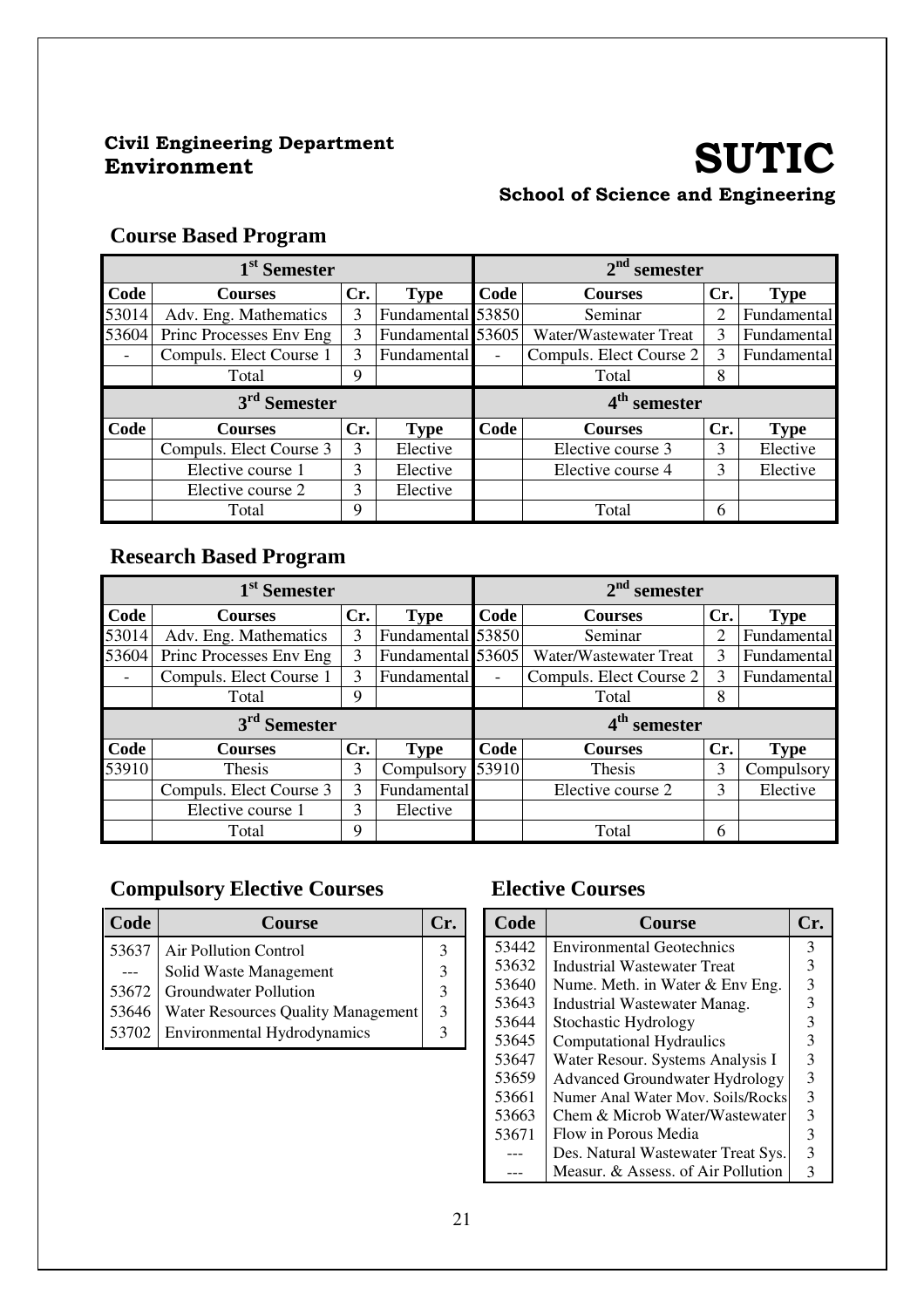**Civil Engineering Department**
**Environment**

# SUTIC

**School of Science and Engineering**

## Course Based Program

| 1st Semester | | | | 2nd semester | | | |
|---|---|---|---|---|---|---|---|
| **Code** | **Courses** | **Cr.** | **Type** | **Code** | **Courses** | **Cr.** | **Type** |
| 53014 | Adv. Eng. Mathematics | 3 | Fundamental | 53850 | Seminar | 2 | Fundamental |
| 53604 | Princ Processes Env Eng | 3 | Fundamental | 53605 | Water/Wastewater Treat | 3 | Fundamental |
| - | Compuls. Elect Course 1 | 3 | Fundamental | - | Compuls. Elect Course 2 | 3 | Fundamental |
| | Total | 9 | | | Total | 8 | |
| **3rd Semester** | | | | **4th semester** | | | |
| **Code** | **Courses** | **Cr.** | **Type** | **Code** | **Courses** | **Cr.** | **Type** |
| | Compuls. Elect Course 3 | 3 | Elective | | Elective course 3 | 3 | Elective |
| | Elective course 1 | 3 | Elective | | Elective course 4 | 3 | Elective |
| | Elective course 2 | 3 | Elective | | | | |
| | Total | 9 | | | Total | 6 | |

## Research Based Program

| 1st Semester | | | | 2nd semester | | | |
|---|---|---|---|---|---|---|---|
| **Code** | **Courses** | **Cr.** | **Type** | **Code** | **Courses** | **Cr.** | **Type** |
| 53014 | Adv. Eng. Mathematics | 3 | Fundamental | 53850 | Seminar | 2 | Fundamental |
| 53604 | Princ Processes Env Eng | 3 | Fundamental | 53605 | Water/Wastewater Treat | 3 | Fundamental |
| - | Compuls. Elect Course 1 | 3 | Fundamental | - | Compuls. Elect Course 2 | 3 | Fundamental |
| | Total | 9 | | | Total | 8 | |
| **3rd Semester** | | | | **4th semester** | | | |
| **Code** | **Courses** | **Cr.** | **Type** | **Code** | **Courses** | **Cr.** | **Type** |
| 53910 | Thesis | 3 | Compulsory | 53910 | Thesis | 3 | Compulsory |
| | Compuls. Elect Course 3 | 3 | Fundamental | | Elective course 2 | 3 | Elective |
| | Elective course 1 | 3 | Elective | | | | |
| | Total | 9 | | | Total | 6 | |

## Compulsory Elective Courses

| Code | Course | Cr. |
|---|---|---|
| 53637 | Air Pollution Control | 3 |
| --- | Solid Waste Management | 3 |
| 53672 | Groundwater Pollution | 3 |
| 53646 | Water Resources Quality Management | 3 |
| 53702 | Environmental Hydrodynamics | 3 |

## Elective Courses

| Code | Course | Cr. |
|---|---|---|
| 53442 | Environmental Geotechnics | 3 |
| 53632 | Industrial Wastewater Treat | 3 |
| 53640 | Nume. Meth. in Water & Env Eng. | 3 |
| 53643 | Industrial Wastewater Manag. | 3 |
| 53644 | Stochastic Hydrology | 3 |
| 53645 | Computational Hydraulics | 3 |
| 53647 | Water Resour. Systems Analysis I | 3 |
| 53659 | Advanced Groundwater Hydrology | 3 |
| 53661 | Numer Anal Water Mov. Soils/Rocks | 3 |
| 53663 | Chem & Microb Water/Wastewater | 3 |
| 53671 | Flow in Porous Media | 3 |
| --- | Des. Natural Wastewater Treat Sys. | 3 |
| --- | Measur. & Assess. of Air Pollution | 3 |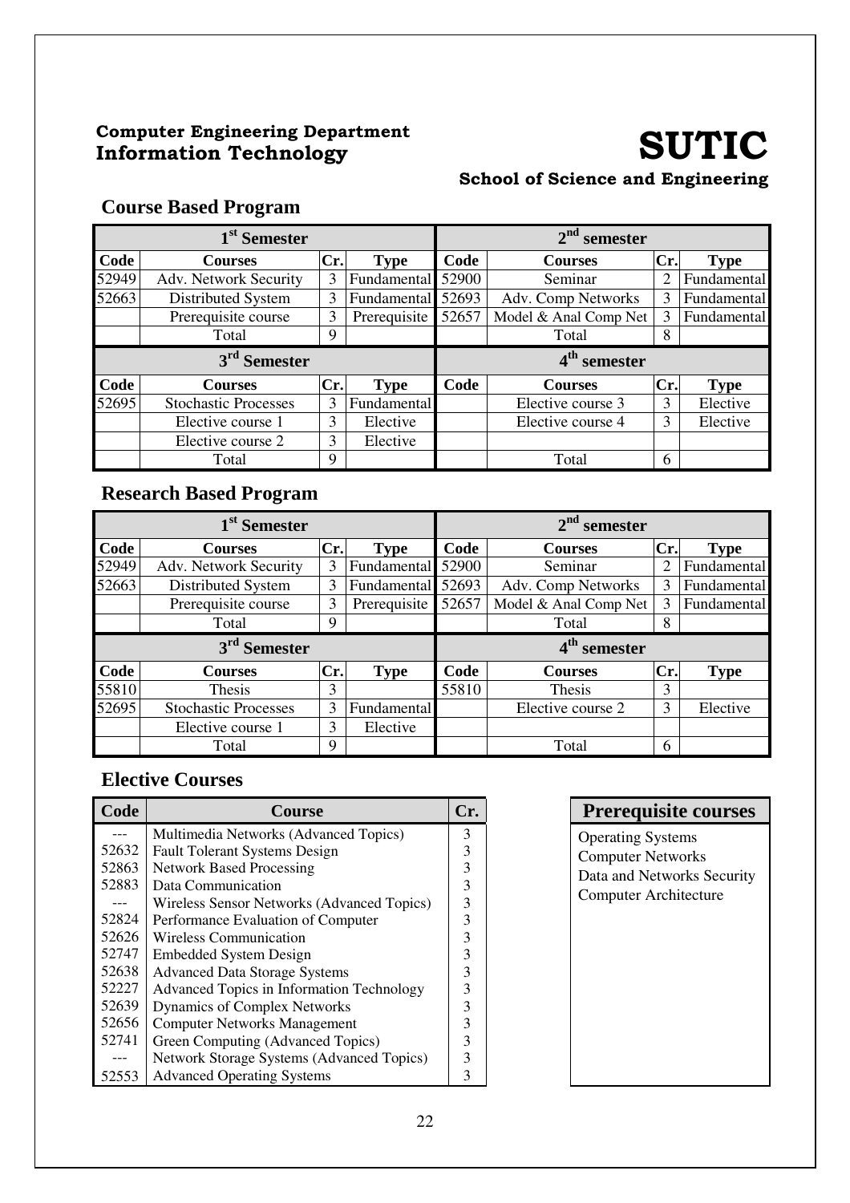**Computer Engineering Department**
**Information Technology**

# SUTIC

**School of Science and Engineering**

## Course Based Program

| 1st Semester | | | | 2nd semester | | | |
|---|---|---|---|---|---|---|---|
| **Code** | **Courses** | **Cr.** | **Type** | **Code** | **Courses** | **Cr.** | **Type** |
| 52949 | Adv. Network Security | 3 | Fundamental | 52900 | Seminar | 2 | Fundamental |
| 52663 | Distributed System | 3 | Fundamental | 52693 | Adv. Comp Networks | 3 | Fundamental |
| | Prerequisite course | 3 | Prerequisite | 52657 | Model & Anal Comp Net | 3 | Fundamental |
| | Total | 9 | | | Total | 8 | |
| **3rd Semester** | | | | **4th semester** | | | |
| **Code** | **Courses** | **Cr.** | **Type** | **Code** | **Courses** | **Cr.** | **Type** |
| 52695 | Stochastic Processes | 3 | Fundamental | | Elective course 3 | 3 | Elective |
| | Elective course 1 | 3 | Elective | | Elective course 4 | 3 | Elective |
| | Elective course 2 | 3 | Elective | | | | |
| | Total | 9 | | | Total | 6 | |

## Research Based Program

| 1st Semester | | | | 2nd semester | | | |
|---|---|---|---|---|---|---|---|
| **Code** | **Courses** | **Cr.** | **Type** | **Code** | **Courses** | **Cr.** | **Type** |
| 52949 | Adv. Network Security | 3 | Fundamental | 52900 | Seminar | 2 | Fundamental |
| 52663 | Distributed System | 3 | Fundamental | 52693 | Adv. Comp Networks | 3 | Fundamental |
| | Prerequisite course | 3 | Prerequisite | 52657 | Model & Anal Comp Net | 3 | Fundamental |
| | Total | 9 | | | Total | 8 | |
| **3rd Semester** | | | | **4th semester** | | | |
| **Code** | **Courses** | **Cr.** | **Type** | **Code** | **Courses** | **Cr.** | **Type** |
| 55810 | Thesis | 3 | | 55810 | Thesis | 3 | |
| 52695 | Stochastic Processes | 3 | Fundamental | | Elective course 2 | 3 | Elective |
| | Elective course 1 | 3 | Elective | | | | |
| | Total | 9 | | | Total | 6 | |

## Elective Courses

| Code | Course | Cr. |
|---|---|---|
| --- | Multimedia Networks (Advanced Topics) | 3 |
| 52632 | Fault Tolerant Systems Design | 3 |
| 52863 | Network Based Processing | 3 |
| 52883 | Data Communication | 3 |
| --- | Wireless Sensor Networks (Advanced Topics) | 3 |
| 52824 | Performance Evaluation of Computer | 3 |
| 52626 | Wireless Communication | 3 |
| 52747 | Embedded System Design | 3 |
| 52638 | Advanced Data Storage Systems | 3 |
| 52227 | Advanced Topics in Information Technology | 3 |
| 52639 | Dynamics of Complex Networks | 3 |
| 52656 | Computer Networks Management | 3 |
| 52741 | Green Computing (Advanced Topics) | 3 |
| --- | Network Storage Systems (Advanced Topics) | 3 |
| 52553 | Advanced Operating Systems | 3 |

| Prerequisite courses |
|---|
| Operating Systems |
| Computer Networks |
| Data and Networks Security |
| Computer Architecture |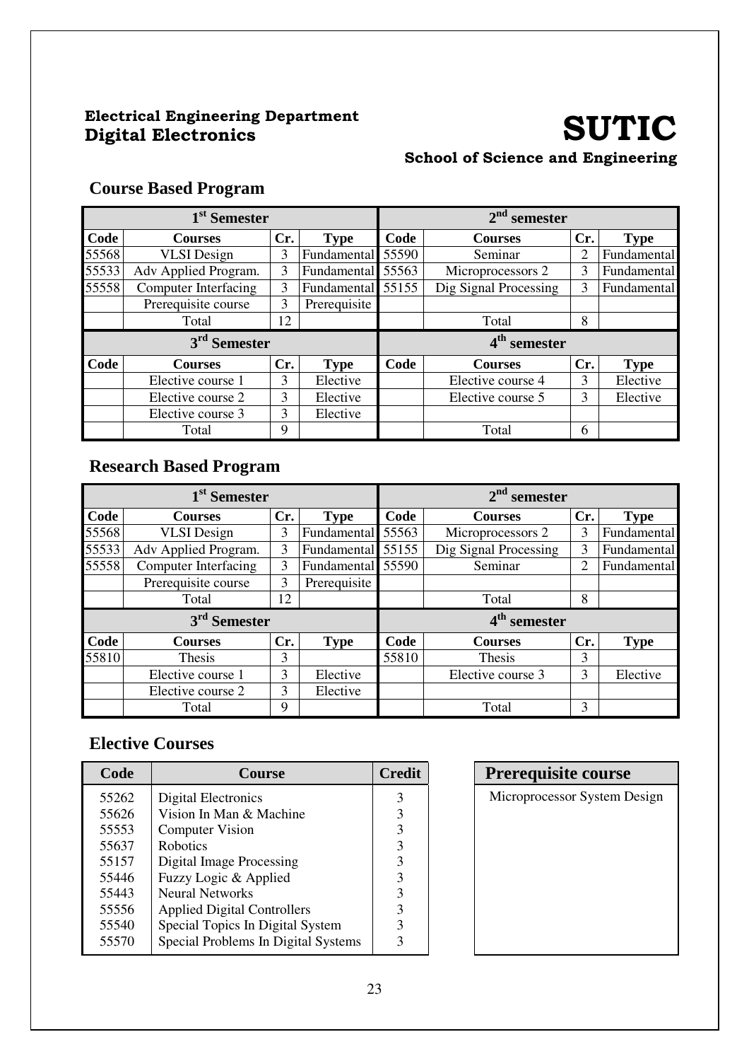**Electrical Engineering Department**
**Digital Electronics**

# SUTIC

**School of Science and Engineering**

## Course Based Program

| 1st Semester | | | | 2nd semester | | | |
|---|---|---|---|---|---|---|---|
| **Code** | **Courses** | **Cr.** | **Type** | **Code** | **Courses** | **Cr.** | **Type** |
| 55568 | VLSI Design | 3 | Fundamental | 55590 | Seminar | 2 | Fundamental |
| 55533 | Adv Applied Program. | 3 | Fundamental | 55563 | Microprocessors 2 | 3 | Fundamental |
| 55558 | Computer Interfacing | 3 | Fundamental | 55155 | Dig Signal Processing | 3 | Fundamental |
| | Prerequisite course | 3 | Prerequisite | | | | |
| | Total | 12 | | | Total | 8 | |
| **3rd Semester** | | | | **4th semester** | | | |
| **Code** | **Courses** | **Cr.** | **Type** | **Code** | **Courses** | **Cr.** | **Type** |
| | Elective course 1 | 3 | Elective | | Elective course 4 | 3 | Elective |
| | Elective course 2 | 3 | Elective | | Elective course 5 | 3 | Elective |
| | Elective course 3 | 3 | Elective | | | | |
| | Total | 9 | | | Total | 6 | |

## Research Based Program

| 1st Semester | | | | 2nd semester | | | |
|---|---|---|---|---|---|---|---|
| **Code** | **Courses** | **Cr.** | **Type** | **Code** | **Courses** | **Cr.** | **Type** |
| 55568 | VLSI Design | 3 | Fundamental | 55563 | Microprocessors 2 | 3 | Fundamental |
| 55533 | Adv Applied Program. | 3 | Fundamental | 55155 | Dig Signal Processing | 3 | Fundamental |
| 55558 | Computer Interfacing | 3 | Fundamental | 55590 | Seminar | 2 | Fundamental |
| | Prerequisite course | 3 | Prerequisite | | | | |
| | Total | 12 | | | Total | 8 | |
| **3rd Semester** | | | | **4th semester** | | | |
| **Code** | **Courses** | **Cr.** | **Type** | **Code** | **Courses** | **Cr.** | **Type** |
| 55810 | Thesis | 3 | | 55810 | Thesis | 3 | |
| | Elective course 1 | 3 | Elective | | Elective course 3 | 3 | Elective |
| | Elective course 2 | 3 | Elective | | | | |
| | Total | 9 | | | Total | 3 | |

## Elective Courses

| Code | Course | Credit |
|---|---|---|
| 55262 | Digital Electronics | 3 |
| 55626 | Vision In Man & Machine | 3 |
| 55553 | Computer Vision | 3 |
| 55637 | Robotics | 3 |
| 55157 | Digital Image Processing | 3 |
| 55446 | Fuzzy Logic & Applied | 3 |
| 55443 | Neural Networks | 3 |
| 55556 | Applied Digital Controllers | 3 |
| 55540 | Special Topics In Digital System | 3 |
| 55570 | Special Problems In Digital Systems | 3 |

| Prerequisite course |
|---|
| Microprocessor System Design |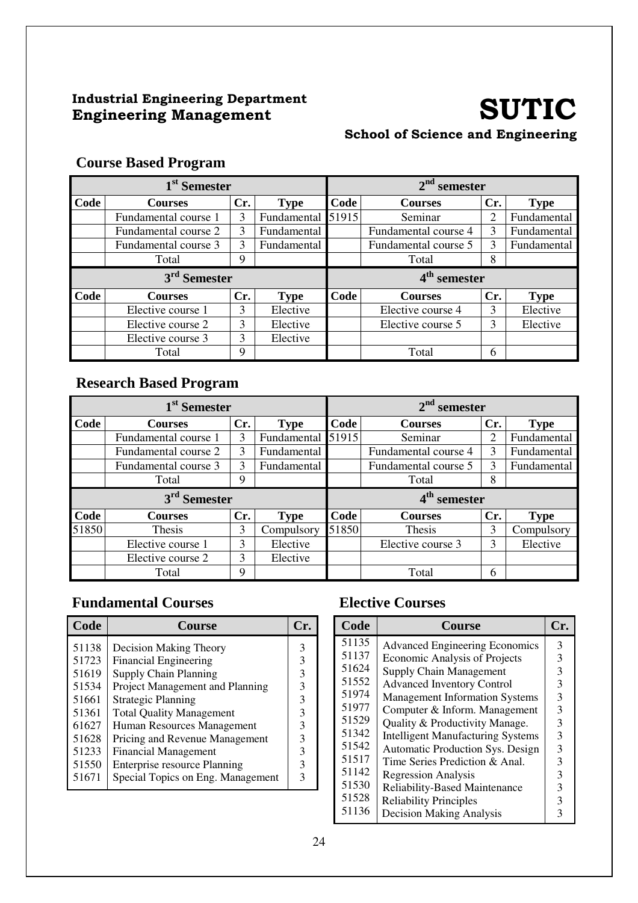**Industrial Engineering Department**
**Engineering Management**

# SUTIC

**School of Science and Engineering**

## Course Based Program

| 1st Semester | | | | 2nd semester | | | |
|---|---|---|---|---|---|---|---|
| **Code** | **Courses** | **Cr.** | **Type** | **Code** | **Courses** | **Cr.** | **Type** |
| | Fundamental course 1 | 3 | Fundamental | 51915 | Seminar | 2 | Fundamental |
| | Fundamental course 2 | 3 | Fundamental | | Fundamental course 4 | 3 | Fundamental |
| | Fundamental course 3 | 3 | Fundamental | | Fundamental course 5 | 3 | Fundamental |
| | Total | 9 | | | Total | 8 | |
| **3rd Semester** | | | | **4th semester** | | | |
| **Code** | **Courses** | **Cr.** | **Type** | **Code** | **Courses** | **Cr.** | **Type** |
| | Elective course 1 | 3 | Elective | | Elective course 4 | 3 | Elective |
| | Elective course 2 | 3 | Elective | | Elective course 5 | 3 | Elective |
| | Elective course 3 | 3 | Elective | | | | |
| | Total | 9 | | | Total | 6 | |

## Research Based Program

| 1st Semester | | | | 2nd semester | | | |
|---|---|---|---|---|---|---|---|
| **Code** | **Courses** | **Cr.** | **Type** | **Code** | **Courses** | **Cr.** | **Type** |
| | Fundamental course 1 | 3 | Fundamental | 51915 | Seminar | 2 | Fundamental |
| | Fundamental course 2 | 3 | Fundamental | | Fundamental course 4 | 3 | Fundamental |
| | Fundamental course 3 | 3 | Fundamental | | Fundamental course 5 | 3 | Fundamental |
| | Total | 9 | | | Total | 8 | |
| **3rd Semester** | | | | **4th semester** | | | |
| **Code** | **Courses** | **Cr.** | **Type** | **Code** | **Courses** | **Cr.** | **Type** |
| 51850 | Thesis | 3 | Compulsory | 51850 | Thesis | 3 | Compulsory |
| | Elective course 1 | 3 | Elective | | Elective course 3 | 3 | Elective |
| | Elective course 2 | 3 | Elective | | | | |
| | Total | 9 | | | Total | 6 | |

## Fundamental Courses

| Code | Course | Cr. |
|---|---|---|
| 51138 | Decision Making Theory | 3 |
| 51723 | Financial Engineering | 3 |
| 51619 | Supply Chain Planning | 3 |
| 51534 | Project Management and Planning | 3 |
| 51661 | Strategic Planning | 3 |
| 51361 | Total Quality Management | 3 |
| 61627 | Human Resources Management | 3 |
| 51628 | Pricing and Revenue Management | 3 |
| 51233 | Financial Management | 3 |
| 51550 | Enterprise resource Planning | 3 |
| 51671 | Special Topics on Eng. Management | 3 |

## Elective Courses

| Code | Course | Cr. |
|---|---|---|
| 51135 | Advanced Engineering Economics | 3 |
| 51137 | Economic Analysis of Projects | 3 |
| 51624 | Supply Chain Management | 3 |
| 51552 | Advanced Inventory Control | 3 |
| 51974 | Management Information Systems | 3 |
| 51977 | Computer & Inform. Management | 3 |
| 51529 | Quality & Productivity Manage. | 3 |
| 51342 | Intelligent Manufacturing Systems | 3 |
| 51542 | Automatic Production Sys. Design | 3 |
| 51517 | Time Series Prediction & Anal. | 3 |
| 51142 | Regression Analysis | 3 |
| 51530 | Reliability-Based Maintenance | 3 |
| 51528 | Reliability Principles | 3 |
| 51136 | Decision Making Analysis | 3 |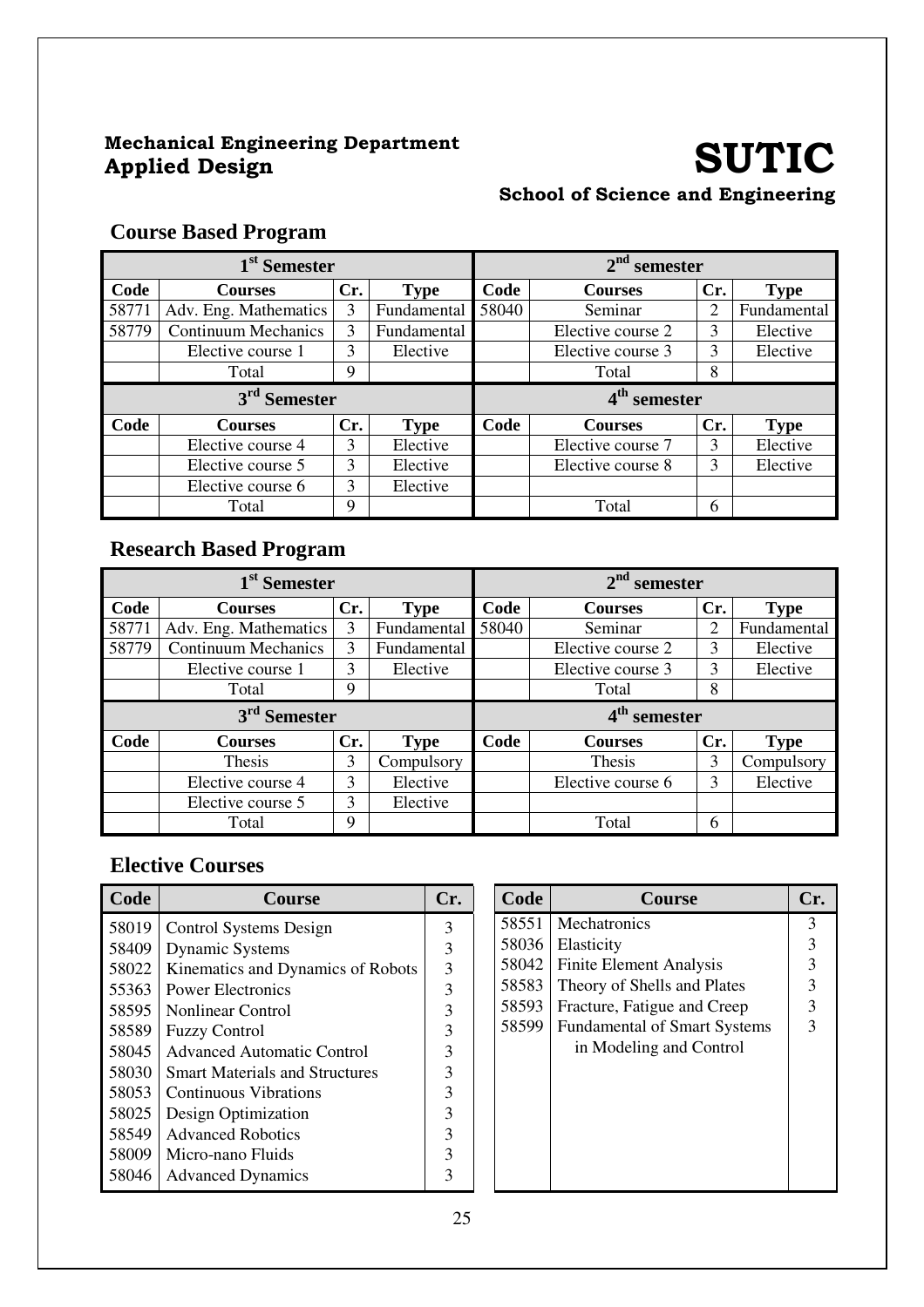**Mechanical Engineering Department**
**Applied Design**

# SUTIC

**School of Science and Engineering**

## Course Based Program

| 1st Semester | | | | 2nd semester | | | |
|---|---|---|---|---|---|---|---|
| **Code** | **Courses** | **Cr.** | **Type** | **Code** | **Courses** | **Cr.** | **Type** |
| 58771 | Adv. Eng. Mathematics | 3 | Fundamental | 58040 | Seminar | 2 | Fundamental |
| 58779 | Continuum Mechanics | 3 | Fundamental | | Elective course 2 | 3 | Elective |
| | Elective course 1 | 3 | Elective | | Elective course 3 | 3 | Elective |
| | Total | 9 | | | Total | 8 | |
| **3rd Semester** | | | | **4th semester** | | | |
| **Code** | **Courses** | **Cr.** | **Type** | **Code** | **Courses** | **Cr.** | **Type** |
| | Elective course 4 | 3 | Elective | | Elective course 7 | 3 | Elective |
| | Elective course 5 | 3 | Elective | | Elective course 8 | 3 | Elective |
| | Elective course 6 | 3 | Elective | | | | |
| | Total | 9 | | | Total | 6 | |

## Research Based Program

| 1st Semester | | | | 2nd semester | | | |
|---|---|---|---|---|---|---|---|
| **Code** | **Courses** | **Cr.** | **Type** | **Code** | **Courses** | **Cr.** | **Type** |
| 58771 | Adv. Eng. Mathematics | 3 | Fundamental | 58040 | Seminar | 2 | Fundamental |
| 58779 | Continuum Mechanics | 3 | Fundamental | | Elective course 2 | 3 | Elective |
| | Elective course 1 | 3 | Elective | | Elective course 3 | 3 | Elective |
| | Total | 9 | | | Total | 8 | |
| **3rd Semester** | | | | **4th semester** | | | |
| **Code** | **Courses** | **Cr.** | **Type** | **Code** | **Courses** | **Cr.** | **Type** |
| | Thesis | 3 | Compulsory | | Thesis | 3 | Compulsory |
| | Elective course 4 | 3 | Elective | | Elective course 6 | 3 | Elective |
| | Elective course 5 | 3 | Elective | | | | |
| | Total | 9 | | | Total | 6 | |

## Elective Courses

| Code | Course | Cr. |
|---|---|---|
| 58019 | Control Systems Design | 3 |
| 58409 | Dynamic Systems | 3 |
| 58022 | Kinematics and Dynamics of Robots | 3 |
| 55363 | Power Electronics | 3 |
| 58595 | Nonlinear Control | 3 |
| 58589 | Fuzzy Control | 3 |
| 58045 | Advanced Automatic Control | 3 |
| 58030 | Smart Materials and Structures | 3 |
| 58053 | Continuous Vibrations | 3 |
| 58025 | Design Optimization | 3 |
| 58549 | Advanced Robotics | 3 |
| 58009 | Micro-nano Fluids | 3 |
| 58046 | Advanced Dynamics | 3 |

| Code | Course | Cr. |
|---|---|---|
| 58551 | Mechatronics | 3 |
| 58036 | Elasticity | 3 |
| 58042 | Finite Element Analysis | 3 |
| 58583 | Theory of Shells and Plates | 3 |
| 58593 | Fracture, Fatigue and Creep | 3 |
| 58599 | Fundamental of Smart Systems in Modeling and Control | 3 |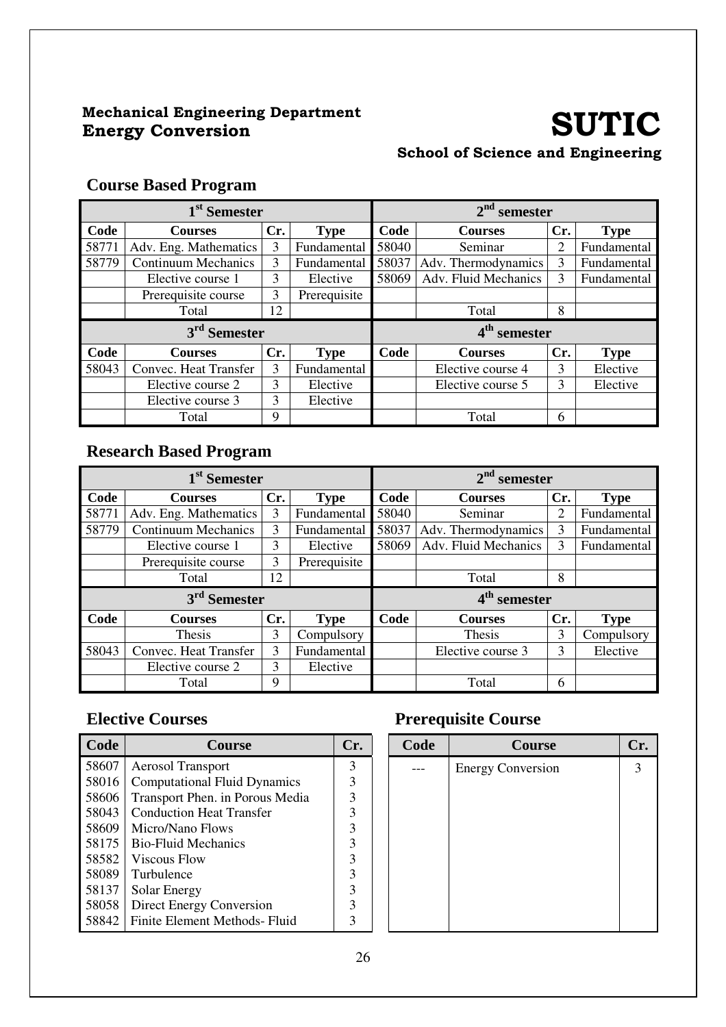**Mechanical Engineering Department**
**Energy Conversion**

# SUTIC

**School of Science and Engineering**

## Course Based Program

| 1st Semester | | | | 2nd semester | | | |
|---|---|---|---|---|---|---|---|
| **Code** | **Courses** | **Cr.** | **Type** | **Code** | **Courses** | **Cr.** | **Type** |
| 58771 | Adv. Eng. Mathematics | 3 | Fundamental | 58040 | Seminar | 2 | Fundamental |
| 58779 | Continuum Mechanics | 3 | Fundamental | 58037 | Adv. Thermodynamics | 3 | Fundamental |
| | Elective course 1 | 3 | Elective | 58069 | Adv. Fluid Mechanics | 3 | Fundamental |
| | Prerequisite course | 3 | Prerequisite | | | | |
| | Total | 12 | | | Total | 8 | |
| **3rd Semester** | | | | **4th semester** | | | |
| **Code** | **Courses** | **Cr.** | **Type** | **Code** | **Courses** | **Cr.** | **Type** |
| 58043 | Convec. Heat Transfer | 3 | Fundamental | | Elective course 4 | 3 | Elective |
| | Elective course 2 | 3 | Elective | | Elective course 5 | 3 | Elective |
| | Elective course 3 | 3 | Elective | | | | |
| | Total | 9 | | | Total | 6 | |

## Research Based Program

| 1st Semester | | | | 2nd semester | | | |
|---|---|---|---|---|---|---|---|
| **Code** | **Courses** | **Cr.** | **Type** | **Code** | **Courses** | **Cr.** | **Type** |
| 58771 | Adv. Eng. Mathematics | 3 | Fundamental | 58040 | Seminar | 2 | Fundamental |
| 58779 | Continuum Mechanics | 3 | Fundamental | 58037 | Adv. Thermodynamics | 3 | Fundamental |
| | Elective course 1 | 3 | Elective | 58069 | Adv. Fluid Mechanics | 3 | Fundamental |
| | Prerequisite course | 3 | Prerequisite | | | | |
| | Total | 12 | | | Total | 8 | |
| **3rd Semester** | | | | **4th semester** | | | |
| **Code** | **Courses** | **Cr.** | **Type** | **Code** | **Courses** | **Cr.** | **Type** |
| | Thesis | 3 | Compulsory | | Thesis | 3 | Compulsory |
| 58043 | Convec. Heat Transfer | 3 | Fundamental | | Elective course 3 | 3 | Elective |
| | Elective course 2 | 3 | Elective | | | | |
| | Total | 9 | | | Total | 6 | |

## Elective Courses

| Code | Course | Cr. |
|---|---|---|
| 58607 | Aerosol Transport | 3 |
| 58016 | Computational Fluid Dynamics | 3 |
| 58606 | Transport Phen. in Porous Media | 3 |
| 58043 | Conduction Heat Transfer | 3 |
| 58609 | Micro/Nano Flows | 3 |
| 58175 | Bio-Fluid Mechanics | 3 |
| 58582 | Viscous Flow | 3 |
| 58089 | Turbulence | 3 |
| 58137 | Solar Energy | 3 |
| 58058 | Direct Energy Conversion | 3 |
| 58842 | Finite Element Methods- Fluid | 3 |

## Prerequisite Course

| Code | Course | Cr. |
|---|---|---|
| --- | Energy Conversion | 3 |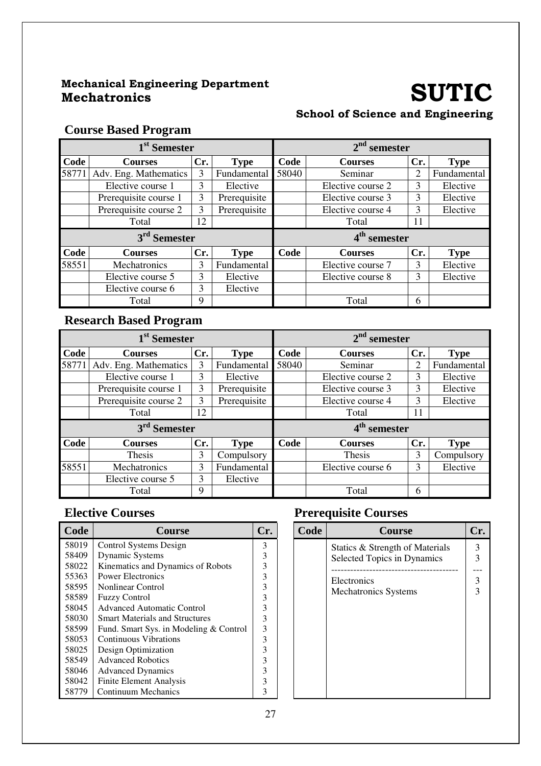**Mechanical Engineering Department**
**Mechatronics**

# SUTIC

**School of Science and Engineering**

## Course Based Program

| 1st Semester | | | | 2nd semester | | | |
|---|---|---|---|---|---|---|---|
| **Code** | **Courses** | **Cr.** | **Type** | **Code** | **Courses** | **Cr.** | **Type** |
| 58771 | Adv. Eng. Mathematics | 3 | Fundamental | 58040 | Seminar | 2 | Fundamental |
| | Elective course 1 | 3 | Elective | | Elective course 2 | 3 | Elective |
| | Prerequisite course 1 | 3 | Prerequisite | | Elective course 3 | 3 | Elective |
| | Prerequisite course 2 | 3 | Prerequisite | | Elective course 4 | 3 | Elective |
| | Total | 12 | | | Total | 11 | |
| **3rd Semester** | | | | **4th semester** | | | |
| **Code** | **Courses** | **Cr.** | **Type** | **Code** | **Courses** | **Cr.** | **Type** |
| 58551 | Mechatronics | 3 | Fundamental | | Elective course 7 | 3 | Elective |
| | Elective course 5 | 3 | Elective | | Elective course 8 | 3 | Elective |
| | Elective course 6 | 3 | Elective | | | | |
| | Total | 9 | | | Total | 6 | |

## Research Based Program

| 1st Semester | | | | 2nd semester | | | |
|---|---|---|---|---|---|---|---|
| **Code** | **Courses** | **Cr.** | **Type** | **Code** | **Courses** | **Cr.** | **Type** |
| 58771 | Adv. Eng. Mathematics | 3 | Fundamental | 58040 | Seminar | 2 | Fundamental |
| | Elective course 1 | 3 | Elective | | Elective course 2 | 3 | Elective |
| | Prerequisite course 1 | 3 | Prerequisite | | Elective course 3 | 3 | Elective |
| | Prerequisite course 2 | 3 | Prerequisite | | Elective course 4 | 3 | Elective |
| | Total | 12 | | | Total | 11 | |
| **3rd Semester** | | | | **4th semester** | | | |
| **Code** | **Courses** | **Cr.** | **Type** | **Code** | **Courses** | **Cr.** | **Type** |
| | Thesis | 3 | Compulsory | | Thesis | 3 | Compulsory |
| 58551 | Mechatronics | 3 | Fundamental | | Elective course 6 | 3 | Elective |
| | Elective course 5 | 3 | Elective | | | | |
| | Total | 9 | | | Total | 6 | |

## Elective Courses

| Code | Course | Cr. |
|---|---|---|
| 58019 | Control Systems Design | 3 |
| 58409 | Dynamic Systems | 3 |
| 58022 | Kinematics and Dynamics of Robots | 3 |
| 55363 | Power Electronics | 3 |
| 58595 | Nonlinear Control | 3 |
| 58589 | Fuzzy Control | 3 |
| 58045 | Advanced Automatic Control | 3 |
| 58030 | Smart Materials and Structures | 3 |
| 58599 | Fund. Smart Sys. in Modeling & Control | 3 |
| 58053 | Continuous Vibrations | 3 |
| 58025 | Design Optimization | 3 |
| 58549 | Advanced Robotics | 3 |
| 58046 | Advanced Dynamics | 3 |
| 58042 | Finite Element Analysis | 3 |
| 58779 | Continuum Mechanics | 3 |

## Prerequisite Courses

| Code | Course | Cr. |
|---|---|---|
| | Statics & Strength of Materials | 3 |
| | Selected Topics in Dynamics | 3 |
| | ---------------------------------------- | --- |
| | Electronics | 3 |
| | Mechatronics Systems | 3 |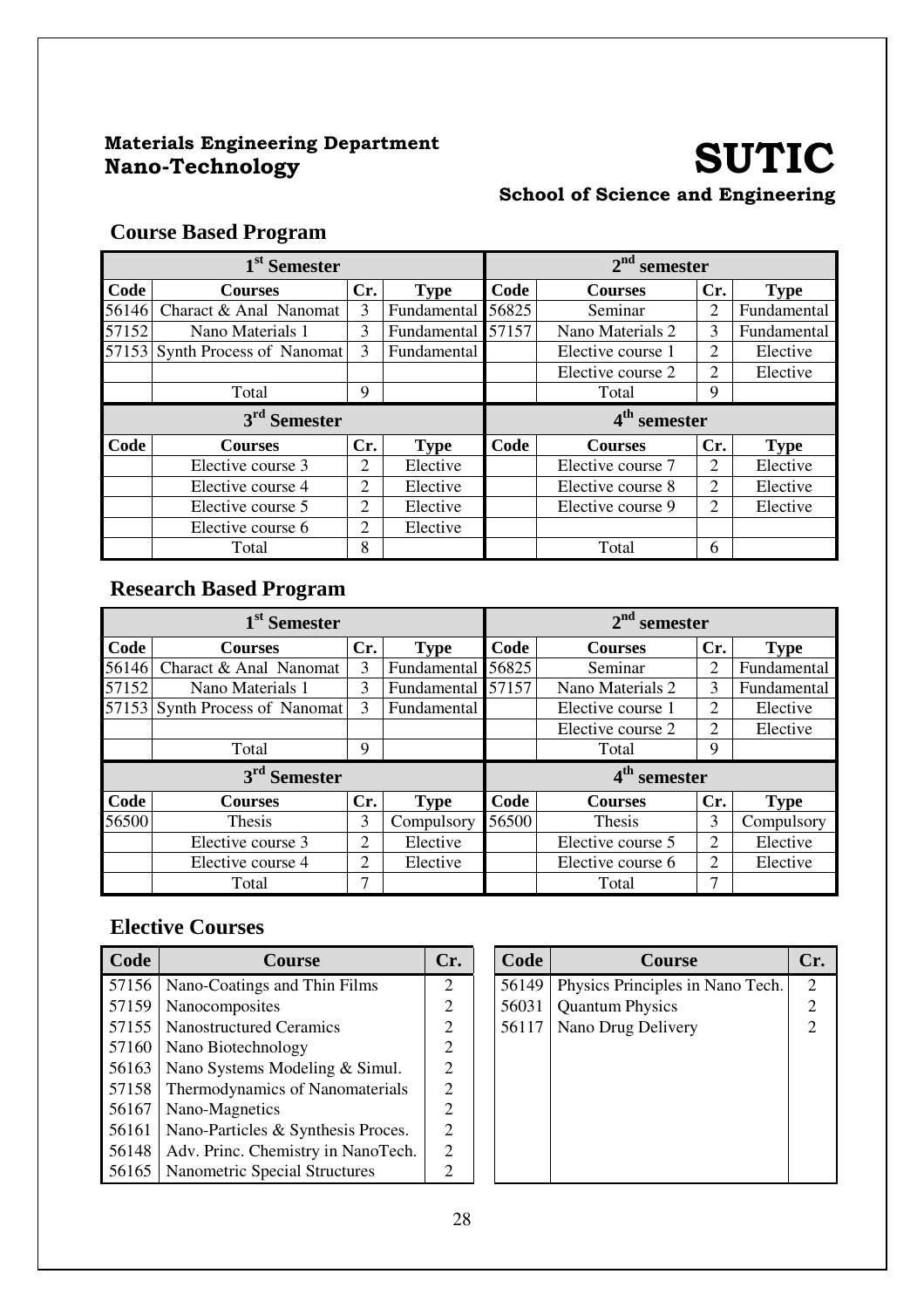**Materials Engineering Department**
**Nano-Technology**

# SUTIC

**School of Science and Engineering**

## Course Based Program

| 1st Semester | | | | 2nd semester | | | |
|---|---|---|---|---|---|---|---|
| **Code** | **Courses** | **Cr.** | **Type** | **Code** | **Courses** | **Cr.** | **Type** |
| 56146 | Charact & Anal Nanomat | 3 | Fundamental | 56825 | Seminar | 2 | Fundamental |
| 57152 | Nano Materials 1 | 3 | Fundamental | 57157 | Nano Materials 2 | 3 | Fundamental |
| 57153 | Synth Process of Nanomat | 3 | Fundamental | | Elective course 1 | 2 | Elective |
| | | | | | Elective course 2 | 2 | Elective |
| | Total | 9 | | | Total | 9 | |
| **3rd Semester** | | | | **4th semester** | | | |
| **Code** | **Courses** | **Cr.** | **Type** | **Code** | **Courses** | **Cr.** | **Type** |
| | Elective course 3 | 2 | Elective | | Elective course 7 | 2 | Elective |
| | Elective course 4 | 2 | Elective | | Elective course 8 | 2 | Elective |
| | Elective course 5 | 2 | Elective | | Elective course 9 | 2 | Elective |
| | Elective course 6 | 2 | Elective | | | | |
| | Total | 8 | | | Total | 6 | |

## Research Based Program

| 1st Semester | | | | 2nd semester | | | |
|---|---|---|---|---|---|---|---|
| **Code** | **Courses** | **Cr.** | **Type** | **Code** | **Courses** | **Cr.** | **Type** |
| 56146 | Charact & Anal Nanomat | 3 | Fundamental | 56825 | Seminar | 2 | Fundamental |
| 57152 | Nano Materials 1 | 3 | Fundamental | 57157 | Nano Materials 2 | 3 | Fundamental |
| 57153 | Synth Process of Nanomat | 3 | Fundamental | | Elective course 1 | 2 | Elective |
| | | | | | Elective course 2 | 2 | Elective |
| | Total | 9 | | | Total | 9 | |
| **3rd Semester** | | | | **4th semester** | | | |
| **Code** | **Courses** | **Cr.** | **Type** | **Code** | **Courses** | **Cr.** | **Type** |
| 56500 | Thesis | 3 | Compulsory | 56500 | Thesis | 3 | Compulsory |
| | Elective course 3 | 2 | Elective | | Elective course 5 | 2 | Elective |
| | Elective course 4 | 2 | Elective | | Elective course 6 | 2 | Elective |
| | Total | 7 | | | Total | 7 | |

## Elective Courses

| Code | Course | Cr. |
|---|---|---|
| 57156 | Nano-Coatings and Thin Films | 2 |
| 57159 | Nanocomposites | 2 |
| 57155 | Nanostructured Ceramics | 2 |
| 57160 | Nano Biotechnology | 2 |
| 56163 | Nano Systems Modeling & Simul. | 2 |
| 57158 | Thermodynamics of Nanomaterials | 2 |
| 56167 | Nano-Magnetics | 2 |
| 56161 | Nano-Particles & Synthesis Proces. | 2 |
| 56148 | Adv. Princ. Chemistry in NanoTech. | 2 |
| 56165 | Nanometric Special Structures | 2 |

| Code | Course | Cr. |
|---|---|---|
| 56149 | Physics Principles in Nano Tech. | 2 |
| 56031 | Quantum Physics | 2 |
| 56117 | Nano Drug Delivery | 2 |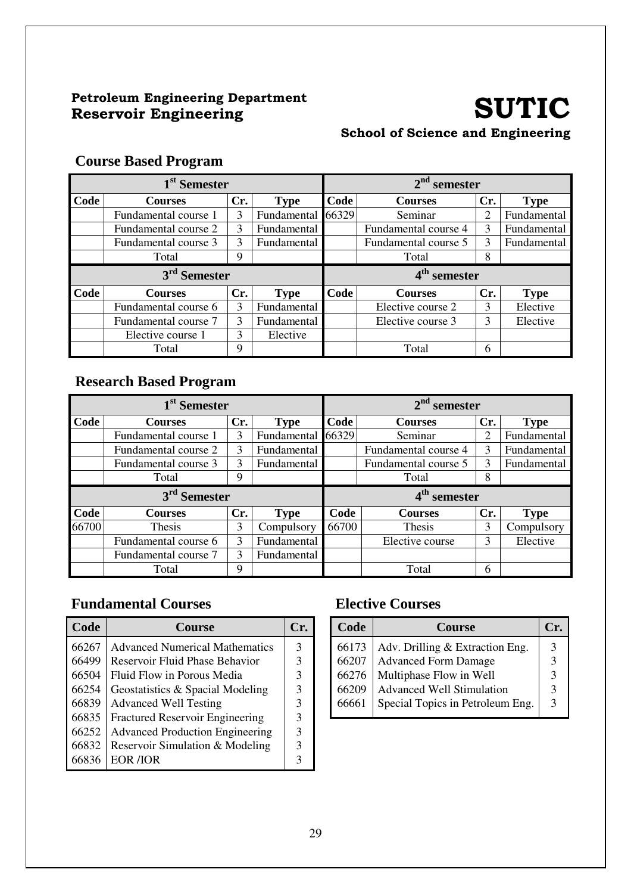**Petroleum Engineering Department**
**Reservoir Engineering**

# SUTIC

**School of Science and Engineering**

## Course Based Program

| 1st Semester | | | | 2nd semester | | | |
|---|---|---|---|---|---|---|---|
| Code | Courses | Cr. | Type | Code | Courses | Cr. | Type |
| | Fundamental course 1 | 3 | Fundamental | 66329 | Seminar | 2 | Fundamental |
| | Fundamental course 2 | 3 | Fundamental | | Fundamental course 4 | 3 | Fundamental |
| | Fundamental course 3 | 3 | Fundamental | | Fundamental course 5 | 3 | Fundamental |
| | Total | 9 | | | Total | 8 | |
| **3rd Semester** | | | | **4th semester** | | | |
| Code | Courses | Cr. | Type | Code | Courses | Cr. | Type |
| | Fundamental course 6 | 3 | Fundamental | | Elective course 2 | 3 | Elective |
| | Fundamental course 7 | 3 | Fundamental | | Elective course 3 | 3 | Elective |
| | Elective course 1 | 3 | Elective | | | | |
| | Total | 9 | | | Total | 6 | |

## Research Based Program

| 1st Semester | | | | 2nd semester | | | |
|---|---|---|---|---|---|---|---|
| Code | Courses | Cr. | Type | Code | Courses | Cr. | Type |
| | Fundamental course 1 | 3 | Fundamental | 66329 | Seminar | 2 | Fundamental |
| | Fundamental course 2 | 3 | Fundamental | | Fundamental course 4 | 3 | Fundamental |
| | Fundamental course 3 | 3 | Fundamental | | Fundamental course 5 | 3 | Fundamental |
| | Total | 9 | | | Total | 8 | |
| **3rd Semester** | | | | **4th semester** | | | |
| Code | Courses | Cr. | Type | Code | Courses | Cr. | Type |
| 66700 | Thesis | 3 | Compulsory | 66700 | Thesis | 3 | Compulsory |
| | Fundamental course 6 | 3 | Fundamental | | Elective course | 3 | Elective |
| | Fundamental course 7 | 3 | Fundamental | | | | |
| | Total | 9 | | | Total | 6 | |

## Fundamental Courses

| Code | Course | Cr. |
|---|---|---|
| 66267 | Advanced Numerical Mathematics | 3 |
| 66499 | Reservoir Fluid Phase Behavior | 3 |
| 66504 | Fluid Flow in Porous Media | 3 |
| 66254 | Geostatistics & Spacial Modeling | 3 |
| 66839 | Advanced Well Testing | 3 |
| 66835 | Fractured Reservoir Engineering | 3 |
| 66252 | Advanced Production Engineering | 3 |
| 66832 | Reservoir Simulation & Modeling | 3 |
| 66836 | EOR /IOR | 3 |

## Elective Courses

| Code | Course | Cr. |
|---|---|---|
| 66173 | Adv. Drilling & Extraction Eng. | 3 |
| 66207 | Advanced Form Damage | 3 |
| 66276 | Multiphase Flow in Well | 3 |
| 66209 | Advanced Well Stimulation | 3 |
| 66661 | Special Topics in Petroleum Eng. | 3 |